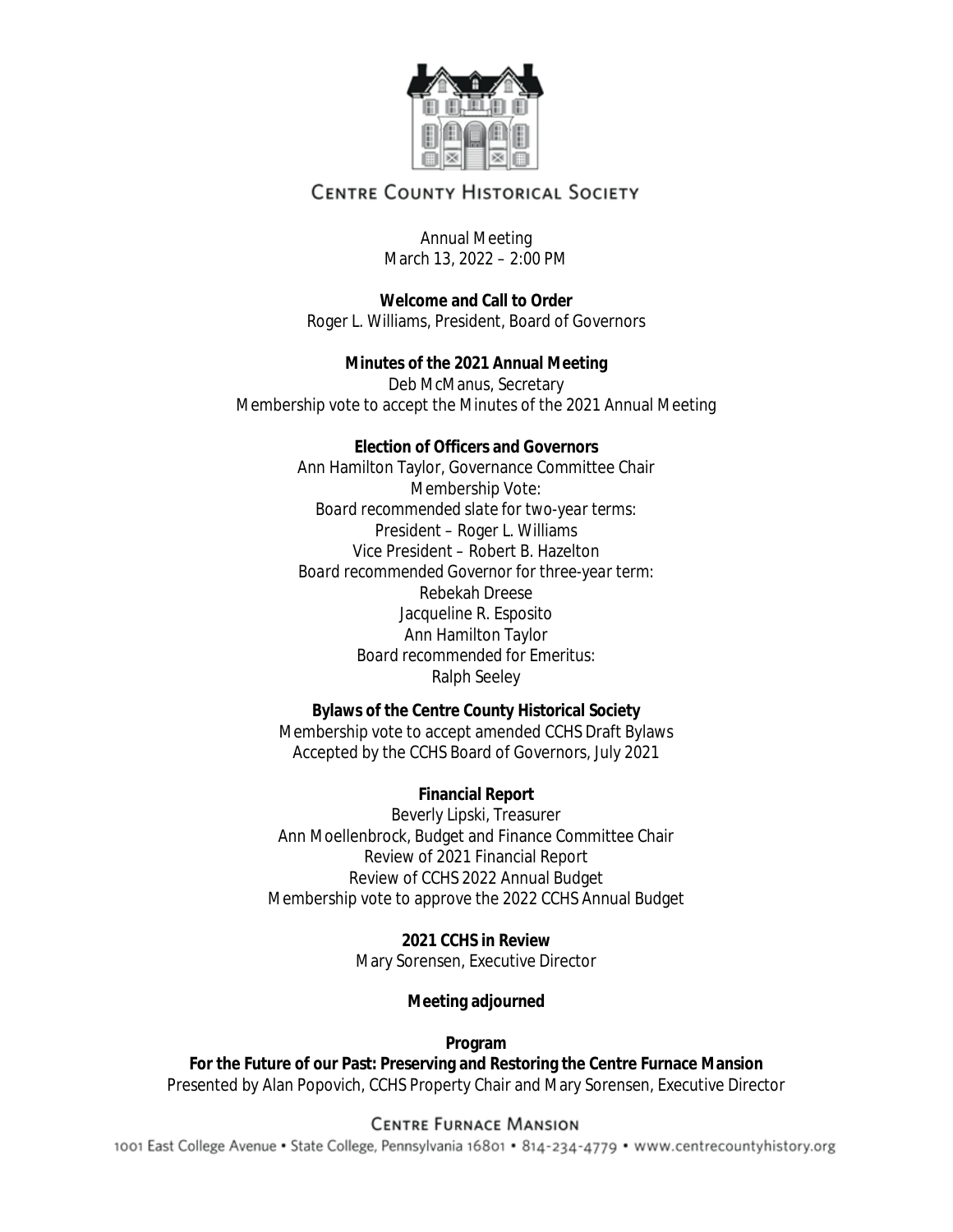# Centre County Historical Society

Annual Meeting
March 13, 2022 – 2:00 PM

**Welcome and Call to Order**
Roger L. Williams, President, Board of Governors

**Minutes of the 2021 Annual Meeting**
Deb McManus, Secretary
Membership vote to accept the Minutes of the 2021 Annual Meeting

**Election of Officers and Governors**
Ann Hamilton Taylor, Governance Committee Chair
Membership Vote:
Board recommended slate for two-year terms:
President – Roger L. Williams
Vice President – Robert B. Hazelton
Board recommended Governor for three-year term:
Rebekah Dreese
Jacqueline R. Esposito
Ann Hamilton Taylor
Board recommended for Emeritus:
Ralph Seeley

**Bylaws of the Centre County Historical Society**
Membership vote to accept amended CCHS Draft Bylaws
Accepted by the CCHS Board of Governors, July 2021

**Financial Report**
Beverly Lipski, Treasurer
Ann Moellenbrock, Budget and Finance Committee Chair
Review of 2021 Financial Report
Review of CCHS 2022 Annual Budget
Membership vote to approve the 2022 CCHS Annual Budget

**2021 CCHS in Review**
Mary Sorensen, Executive Director

**Meeting adjourned**

**Program**
**For the Future of our Past: Preserving and Restoring the Centre Furnace Mansion**
Presented by Alan Popovich, CCHS Property Chair and Mary Sorensen, Executive Director

Centre Furnace Mansion
1001 East College Avenue • State College, Pennsylvania 16801 • 814-234-4779 • www.centrecountyhistory.org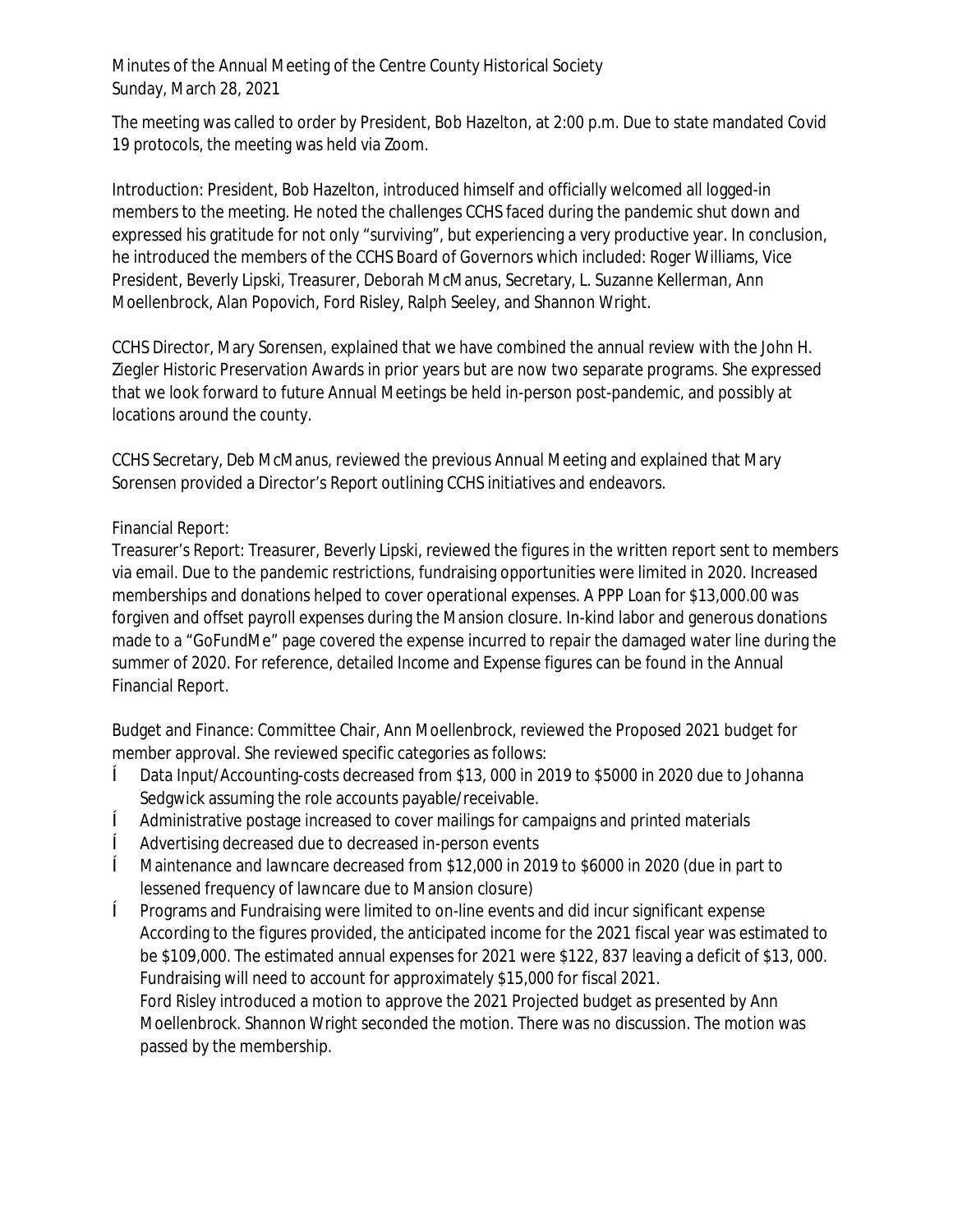Minutes of the Annual Meeting of the Centre County Historical Society
Sunday, March 28, 2021

The meeting was called to order by President, Bob Hazelton, at 2:00 p.m. Due to state mandated Covid 19 protocols, the meeting was held via Zoom.

Introduction: President, Bob Hazelton, introduced himself and officially welcomed all logged-in members to the meeting. He noted the challenges CCHS faced during the pandemic shut down and expressed his gratitude for not only "surviving", but experiencing a very productive year. In conclusion, he introduced the members of the CCHS Board of Governors which included: Roger Williams, Vice President, Beverly Lipski, Treasurer, Deborah McManus, Secretary, L. Suzanne Kellerman, Ann Moellenbrock, Alan Popovich, Ford Risley, Ralph Seeley, and Shannon Wright.

CCHS Director, Mary Sorensen, explained that we have combined the annual review with the John H. Ziegler Historic Preservation Awards in prior years but are now two separate programs. She expressed that we look forward to future Annual Meetings be held in-person post-pandemic, and possibly at locations around the county.

CCHS Secretary, Deb McManus, reviewed the previous Annual Meeting and explained that Mary Sorensen provided a Director's Report outlining CCHS initiatives and endeavors.

Financial Report:
Treasurer's Report: Treasurer, Beverly Lipski, reviewed the figures in the written report sent to members via email. Due to the pandemic restrictions, fundraising opportunities were limited in 2020. Increased memberships and donations helped to cover operational expenses. A PPP Loan for $13,000.00 was forgiven and offset payroll expenses during the Mansion closure. In-kind labor and generous donations made to a "GoFundMe" page covered the expense incurred to repair the damaged water line during the summer of 2020. For reference, detailed Income and Expense figures can be found in the Annual Financial Report.

Budget and Finance: Committee Chair, Ann Moellenbrock, reviewed the Proposed 2021 budget for member approval. She reviewed specific categories as follows:

- Data Input/Accounting-costs decreased from $13, 000 in 2019 to $5000 in 2020 due to Johanna Sedgwick assuming the role accounts payable/receivable.
- Administrative postage increased to cover mailings for campaigns and printed materials
- Advertising decreased due to decreased in-person events
- Maintenance and lawncare decreased from $12,000 in 2019 to $6000 in 2020 (due in part to lessened frequency of lawncare due to Mansion closure)
- Programs and Fundraising were limited to on-line events and did incur significant expense
  According to the figures provided, the anticipated income for the 2021 fiscal year was estimated to be $109,000. The estimated annual expenses for 2021 were $122, 837 leaving a deficit of $13, 000. Fundraising will need to account for approximately $15,000 for fiscal 2021.
  Ford Risley introduced a motion to approve the 2021 Projected budget as presented by Ann Moellenbrock. Shannon Wright seconded the motion. There was no discussion. The motion was passed by the membership.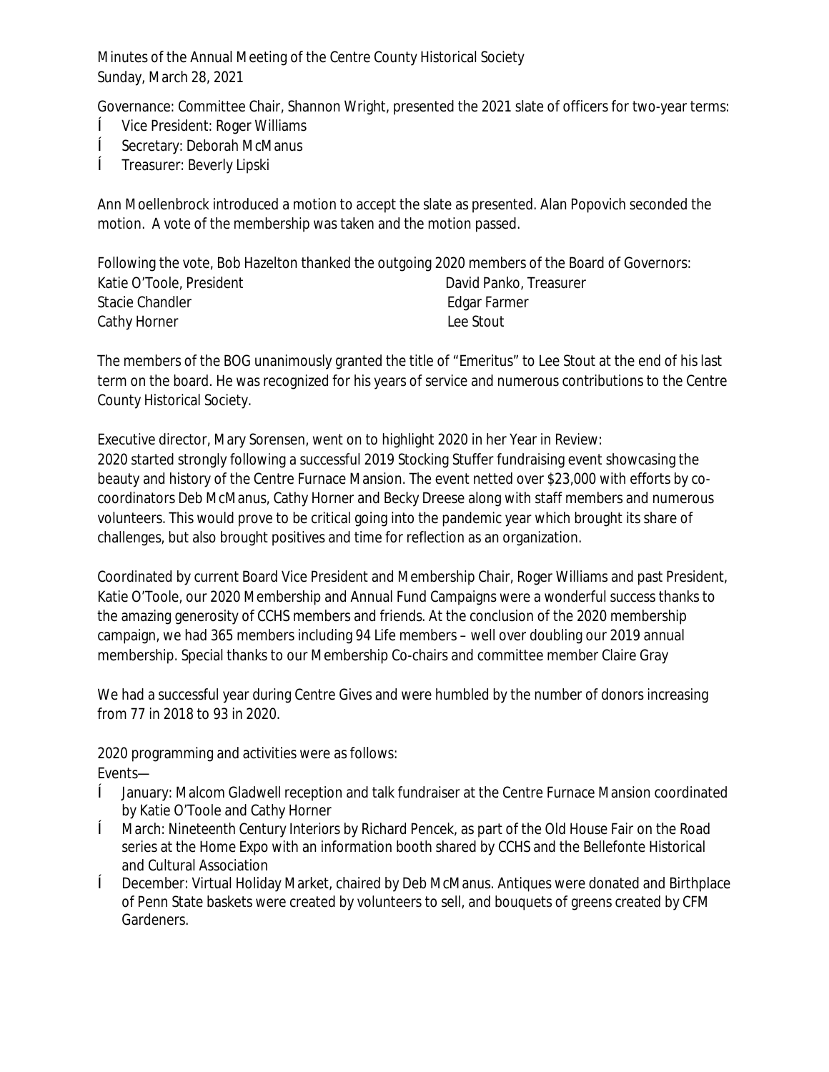Minutes of the Annual Meeting of the Centre County Historical Society
Sunday, March 28, 2021

Governance: Committee Chair, Shannon Wright, presented the 2021 slate of officers for two-year terms:

- Vice President: Roger Williams
- Secretary: Deborah McManus
- Treasurer: Beverly Lipski

Ann Moellenbrock introduced a motion to accept the slate as presented. Alan Popovich seconded the motion. A vote of the membership was taken and the motion passed.

Following the vote, Bob Hazelton thanked the outgoing 2020 members of the Board of Governors:

Katie O'Toole, President
David Panko, Treasurer
Stacie Chandler
Edgar Farmer
Cathy Horner
Lee Stout

The members of the BOG unanimously granted the title of "Emeritus" to Lee Stout at the end of his last term on the board. He was recognized for his years of service and numerous contributions to the Centre County Historical Society.

Executive director, Mary Sorensen, went on to highlight 2020 in her Year in Review:
2020 started strongly following a successful 2019 Stocking Stuffer fundraising event showcasing the beauty and history of the Centre Furnace Mansion. The event netted over $23,000 with efforts by co-coordinators Deb McManus, Cathy Horner and Becky Dreese along with staff members and numerous volunteers. This would prove to be critical going into the pandemic year which brought its share of challenges, but also brought positives and time for reflection as an organization.

Coordinated by current Board Vice President and Membership Chair, Roger Williams and past President, Katie O'Toole, our 2020 Membership and Annual Fund Campaigns were a wonderful success thanks to the amazing generosity of CCHS members and friends. At the conclusion of the 2020 membership campaign, we had 365 members including 94 Life members – well over doubling our 2019 annual membership. Special thanks to our Membership Co-chairs and committee member Claire Gray

We had a successful year during Centre Gives and were humbled by the number of donors increasing from 77 in 2018 to 93 in 2020.

2020 programming and activities were as follows:
Events—

- January: Malcom Gladwell reception and talk fundraiser at the Centre Furnace Mansion coordinated by Katie O'Toole and Cathy Horner
- March: Nineteenth Century Interiors by Richard Pencek, as part of the Old House Fair on the Road series at the Home Expo with an information booth shared by CCHS and the Bellefonte Historical and Cultural Association
- December: Virtual Holiday Market, chaired by Deb McManus. Antiques were donated and Birthplace of Penn State baskets were created by volunteers to sell, and bouquets of greens created by CFM Gardeners.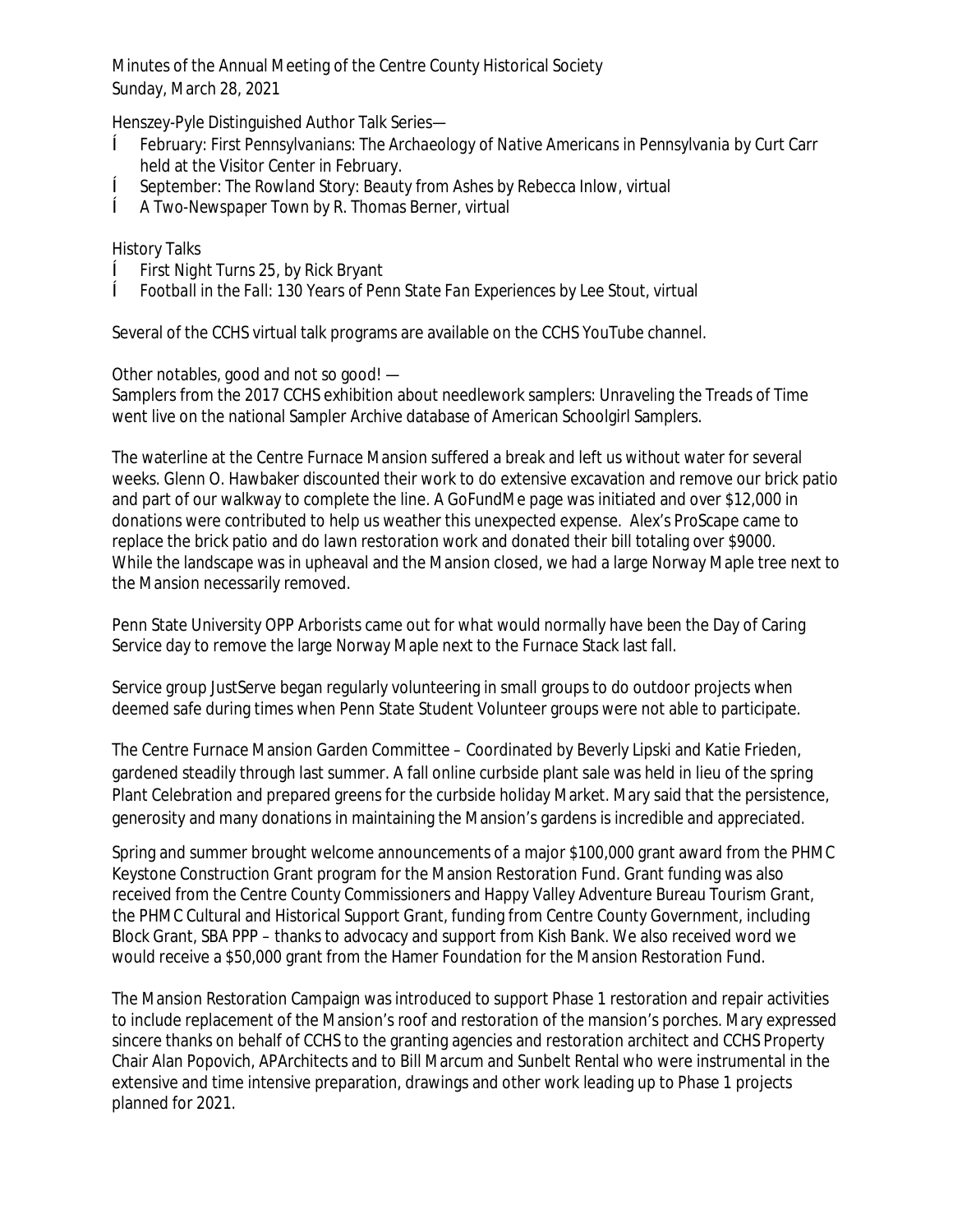Minutes of the Annual Meeting of the Centre County Historical Society
Sunday, March 28, 2021

Henszey-Pyle Distinguished Author Talk Series—

- February: *First Pennsylvanians: The Archaeology of Native Americans in Pennsylvania* by Curt Carr held at the Visitor Center in February.
- September: *The Rowland Story: Beauty from Ashes* by Rebecca Inlow, virtual
- *A Two-Newspaper Town* by R. Thomas Berner, virtual

History Talks

- *First Night Turns 25*, by Rick Bryant
- *Football in the Fall: 130 Years of Penn State Fan Experiences* by Lee Stout, virtual

Several of the CCHS virtual talk programs are available on the CCHS YouTube channel.

Other notables, good and not so good! —
Samplers from the 2017 CCHS exhibition about needlework samplers: Unraveling the Treads of Time went live on the national Sampler Archive database of American Schoolgirl Samplers.

The waterline at the Centre Furnace Mansion suffered a break and left us without water for several weeks. Glenn O. Hawbaker discounted their work to do extensive excavation and remove our brick patio and part of our walkway to complete the line. A GoFundMe page was initiated and over $12,000 in donations were contributed to help us weather this unexpected expense. Alex's ProScape came to replace the brick patio and do lawn restoration work and donated their bill totaling over $9000. While the landscape was in upheaval and the Mansion closed, we had a large Norway Maple tree next to the Mansion necessarily removed.

Penn State University OPP Arborists came out for what would normally have been the Day of Caring Service day to remove the large Norway Maple next to the Furnace Stack last fall.

Service group JustServe began regularly volunteering in small groups to do outdoor projects when deemed safe during times when Penn State Student Volunteer groups were not able to participate.

The Centre Furnace Mansion Garden Committee – Coordinated by Beverly Lipski and Katie Frieden, gardened steadily through last summer. A fall online curbside plant sale was held in lieu of the spring Plant Celebration and prepared greens for the curbside holiday Market. Mary said that the persistence, generosity and many donations in maintaining the Mansion's gardens is incredible and appreciated.

Spring and summer brought welcome announcements of a major $100,000 grant award from the PHMC Keystone Construction Grant program for the Mansion Restoration Fund. Grant funding was also received from the Centre County Commissioners and Happy Valley Adventure Bureau Tourism Grant, the PHMC Cultural and Historical Support Grant, funding from Centre County Government, including Block Grant, SBA PPP – thanks to advocacy and support from Kish Bank. We also received word we would receive a $50,000 grant from the Hamer Foundation for the Mansion Restoration Fund.

The Mansion Restoration Campaign was introduced to support Phase 1 restoration and repair activities to include replacement of the Mansion's roof and restoration of the mansion's porches. Mary expressed sincere thanks on behalf of CCHS to the granting agencies and restoration architect and CCHS Property Chair Alan Popovich, APArchitects and to Bill Marcum and Sunbelt Rental who were instrumental in the extensive and time intensive preparation, drawings and other work leading up to Phase 1 projects planned for 2021.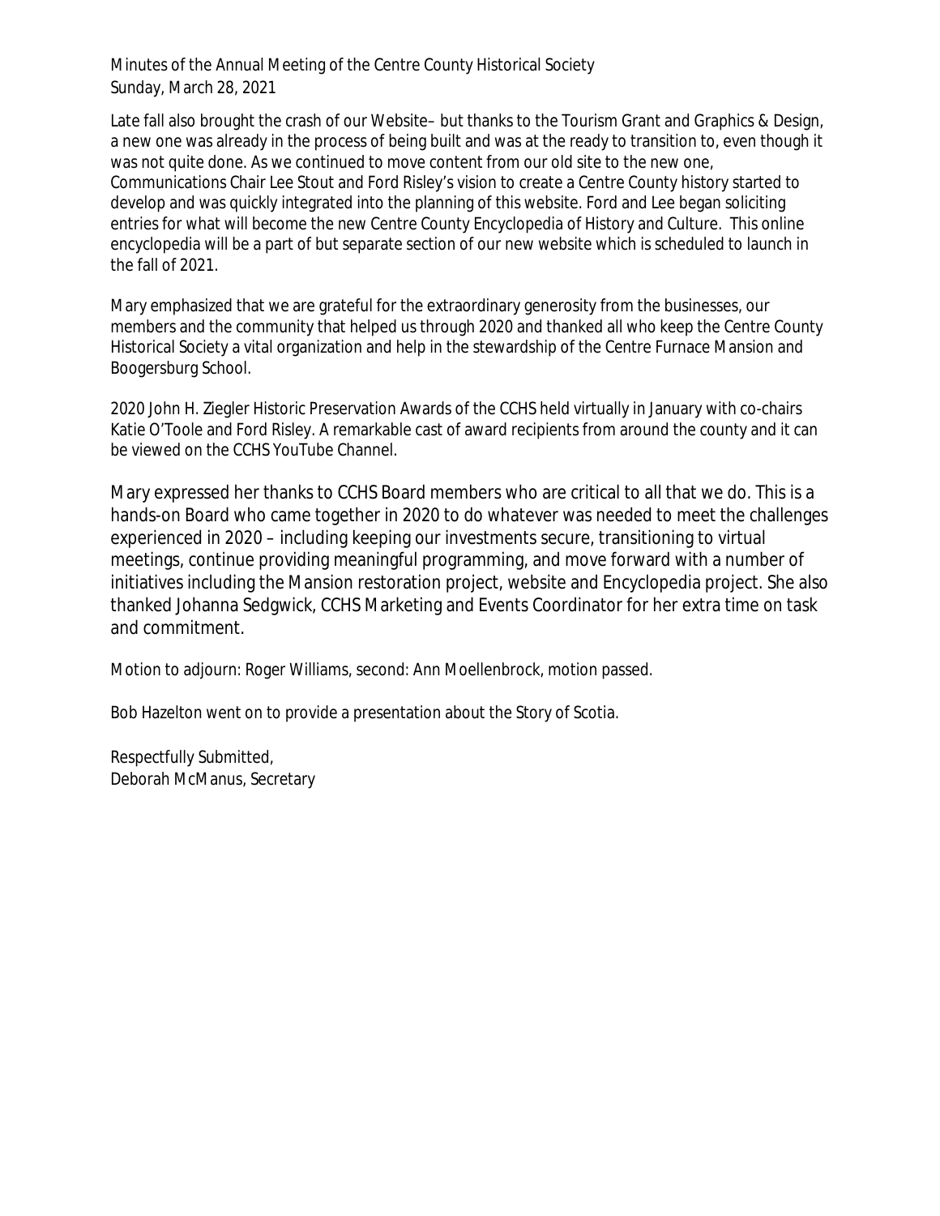Minutes of the Annual Meeting of the Centre County Historical Society
Sunday, March 28, 2021

Late fall also brought the crash of our Website– but thanks to the Tourism Grant and Graphics & Design, a new one was already in the process of being built and was at the ready to transition to, even though it was not quite done. As we continued to move content from our old site to the new one, Communications Chair Lee Stout and Ford Risley's vision to create a Centre County history started to develop and was quickly integrated into the planning of this website. Ford and Lee began soliciting entries for what will become the new Centre County Encyclopedia of History and Culture. This online encyclopedia will be a part of but separate section of our new website which is scheduled to launch in the fall of 2021.

Mary emphasized that we are grateful for the extraordinary generosity from the businesses, our members and the community that helped us through 2020 and thanked all who keep the Centre County Historical Society a vital organization and help in the stewardship of the Centre Furnace Mansion and Boogersburg School.

2020 John H. Ziegler Historic Preservation Awards of the CCHS held virtually in January with co-chairs Katie O'Toole and Ford Risley. A remarkable cast of award recipients from around the county and it can be viewed on the CCHS YouTube Channel.

Mary expressed her thanks to CCHS Board members who are critical to all that we do. This is a hands-on Board who came together in 2020 to do whatever was needed to meet the challenges experienced in 2020 – including keeping our investments secure, transitioning to virtual meetings, continue providing meaningful programming, and move forward with a number of initiatives including the Mansion restoration project, website and Encyclopedia project. She also thanked Johanna Sedgwick, CCHS Marketing and Events Coordinator for her extra time on task and commitment.

Motion to adjourn: Roger Williams, second: Ann Moellenbrock, motion passed.

Bob Hazelton went on to provide a presentation about the Story of Scotia.

Respectfully Submitted,
Deborah McManus, Secretary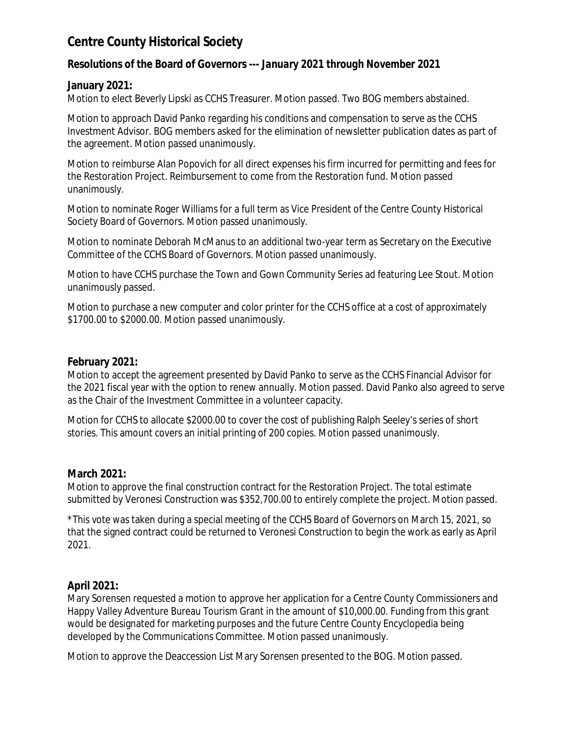# Centre County Historical Society

### Resolutions of the Board of Governors --- January 2021 through November 2021

**January 2021:**

Motion to elect Beverly Lipski as CCHS Treasurer. Motion passed. Two BOG members abstained.

Motion to approach David Panko regarding his conditions and compensation to serve as the CCHS Investment Advisor. BOG members asked for the elimination of newsletter publication dates as part of the agreement. Motion passed unanimously.

Motion to reimburse Alan Popovich for all direct expenses his firm incurred for permitting and fees for the Restoration Project. Reimbursement to come from the Restoration fund. Motion passed unanimously.

Motion to nominate Roger Williams for a full term as Vice President of the Centre County Historical Society Board of Governors. Motion passed unanimously.

Motion to nominate Deborah McManus to an additional two-year term as Secretary on the Executive Committee of the CCHS Board of Governors. Motion passed unanimously.

Motion to have CCHS purchase the Town and Gown Community Series ad featuring Lee Stout. Motion unanimously passed.

Motion to purchase a new computer and color printer for the CCHS office at a cost of approximately $1700.00 to $2000.00. Motion passed unanimously.

**February 2021:**

Motion to accept the agreement presented by David Panko to serve as the CCHS Financial Advisor for the 2021 fiscal year with the option to renew annually. Motion passed. David Panko also agreed to serve as the Chair of the Investment Committee in a volunteer capacity.

Motion for CCHS to allocate $2000.00 to cover the cost of publishing Ralph Seeley's series of short stories. This amount covers an initial printing of 200 copies. Motion passed unanimously.

**March 2021:**

Motion to approve the final construction contract for the Restoration Project. The total estimate submitted by Veronesi Construction was $352,700.00 to entirely complete the project. Motion passed.

*This vote was taken during a special meeting of the CCHS Board of Governors on March 15, 2021, so that the signed contract could be returned to Veronesi Construction to begin the work as early as April 2021.

**April 2021:**

Mary Sorensen requested a motion to approve her application for a Centre County Commissioners and Happy Valley Adventure Bureau Tourism Grant in the amount of $10,000.00. Funding from this grant would be designated for marketing purposes and the future Centre County Encyclopedia being developed by the Communications Committee. Motion passed unanimously.

Motion to approve the Deaccession List Mary Sorensen presented to the BOG. Motion passed.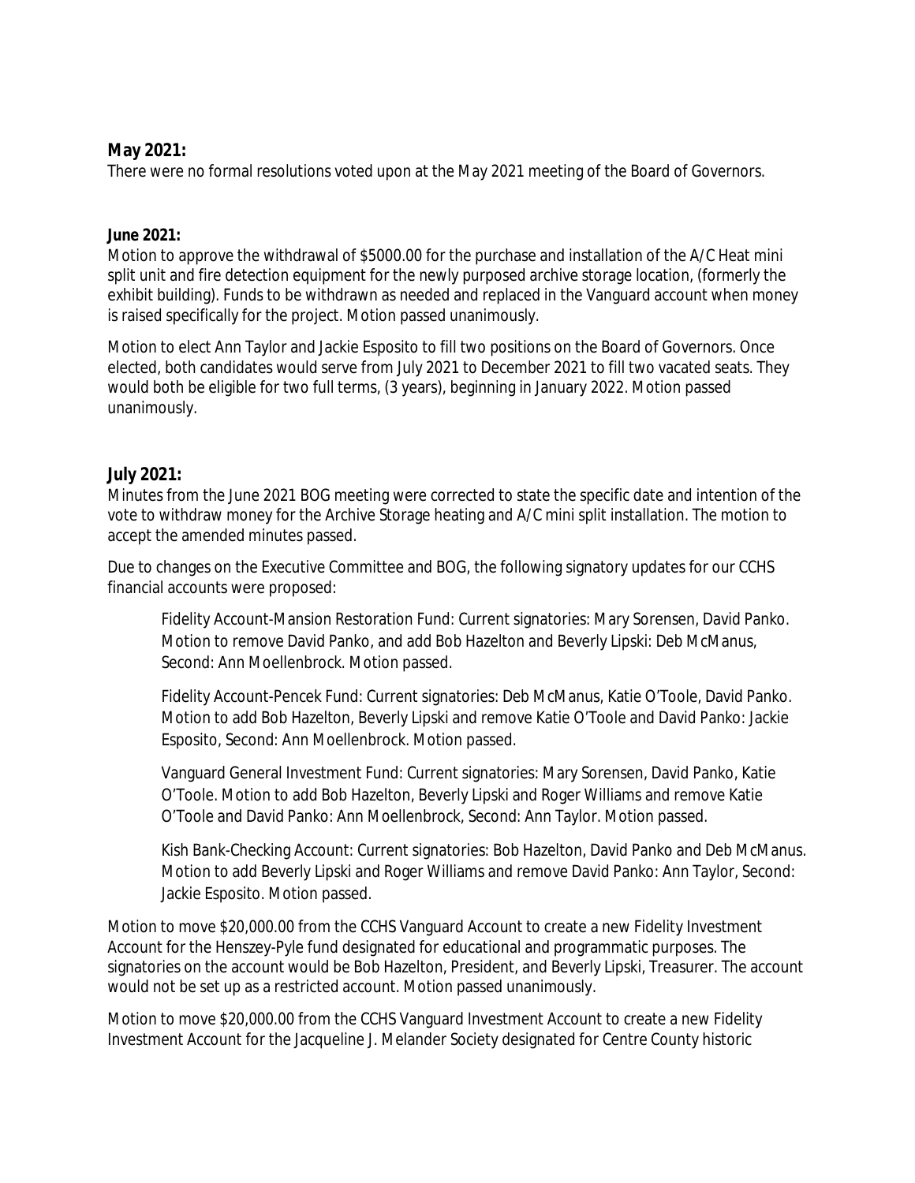**May 2021:**

There were no formal resolutions voted upon at the May 2021 meeting of the Board of Governors.

**June 2021:**

Motion to approve the withdrawal of $5000.00 for the purchase and installation of the A/C Heat mini split unit and fire detection equipment for the newly purposed archive storage location, (formerly the exhibit building). Funds to be withdrawn as needed and replaced in the Vanguard account when money is raised specifically for the project. Motion passed unanimously.

Motion to elect Ann Taylor and Jackie Esposito to fill two positions on the Board of Governors. Once elected, both candidates would serve from July 2021 to December 2021 to fill two vacated seats. They would both be eligible for two full terms, (3 years), beginning in January 2022. Motion passed unanimously.

**July 2021:**

Minutes from the June 2021 BOG meeting were corrected to state the specific date and intention of the vote to withdraw money for the Archive Storage heating and A/C mini split installation. The motion to accept the amended minutes passed.

Due to changes on the Executive Committee and BOG, the following signatory updates for our CCHS financial accounts were proposed:

> Fidelity Account-Mansion Restoration Fund: Current signatories: Mary Sorensen, David Panko. Motion to remove David Panko, and add Bob Hazelton and Beverly Lipski: Deb McManus, Second: Ann Moellenbrock. Motion passed.
>
> Fidelity Account-Pencek Fund: Current signatories: Deb McManus, Katie O'Toole, David Panko. Motion to add Bob Hazelton, Beverly Lipski and remove Katie O'Toole and David Panko: Jackie Esposito, Second: Ann Moellenbrock. Motion passed.
>
> Vanguard General Investment Fund: Current signatories: Mary Sorensen, David Panko, Katie O'Toole. Motion to add Bob Hazelton, Beverly Lipski and Roger Williams and remove Katie O'Toole and David Panko: Ann Moellenbrock, Second: Ann Taylor. Motion passed.
>
> Kish Bank-Checking Account: Current signatories: Bob Hazelton, David Panko and Deb McManus. Motion to add Beverly Lipski and Roger Williams and remove David Panko: Ann Taylor, Second: Jackie Esposito. Motion passed.

Motion to move $20,000.00 from the CCHS Vanguard Account to create a new Fidelity Investment Account for the Henszey-Pyle fund designated for educational and programmatic purposes. The signatories on the account would be Bob Hazelton, President, and Beverly Lipski, Treasurer. The account would not be set up as a restricted account. Motion passed unanimously.

Motion to move $20,000.00 from the CCHS Vanguard Investment Account to create a new Fidelity Investment Account for the Jacqueline J. Melander Society designated for Centre County historic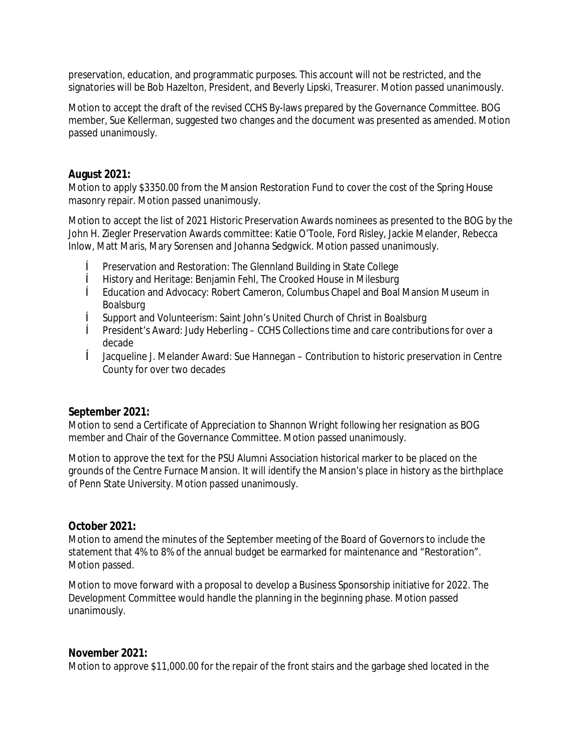preservation, education, and programmatic purposes. This account will not be restricted, and the signatories will be Bob Hazelton, President, and Beverly Lipski, Treasurer. Motion passed unanimously.

Motion to accept the draft of the revised CCHS By-laws prepared by the Governance Committee. BOG member, Sue Kellerman, suggested two changes and the document was presented as amended. Motion passed unanimously.

**August 2021:**
Motion to apply $3350.00 from the Mansion Restoration Fund to cover the cost of the Spring House masonry repair. Motion passed unanimously.

Motion to accept the list of 2021 Historic Preservation Awards nominees as presented to the BOG by the John H. Ziegler Preservation Awards committee: Katie O'Toole, Ford Risley, Jackie Melander, Rebecca Inlow, Matt Maris, Mary Sorensen and Johanna Sedgwick. Motion passed unanimously.

- Preservation and Restoration: The Glennland Building in State College
- History and Heritage: Benjamin Fehl, The Crooked House in Milesburg
- Education and Advocacy: Robert Cameron, Columbus Chapel and Boal Mansion Museum in Boalsburg
- Support and Volunteerism: Saint John's United Church of Christ in Boalsburg
- President's Award: Judy Heberling – CCHS Collections time and care contributions for over a decade
- Jacqueline J. Melander Award: Sue Hannegan – Contribution to historic preservation in Centre County for over two decades

**September 2021:**
Motion to send a Certificate of Appreciation to Shannon Wright following her resignation as BOG member and Chair of the Governance Committee. Motion passed unanimously.

Motion to approve the text for the PSU Alumni Association historical marker to be placed on the grounds of the Centre Furnace Mansion. It will identify the Mansion's place in history as the birthplace of Penn State University. Motion passed unanimously.

**October 2021:**
Motion to amend the minutes of the September meeting of the Board of Governors to include the statement that 4% to 8% of the annual budget be earmarked for maintenance and "Restoration". Motion passed.

Motion to move forward with a proposal to develop a Business Sponsorship initiative for 2022. The Development Committee would handle the planning in the beginning phase. Motion passed unanimously.

**November 2021:**
Motion to approve $11,000.00 for the repair of the front stairs and the garbage shed located in the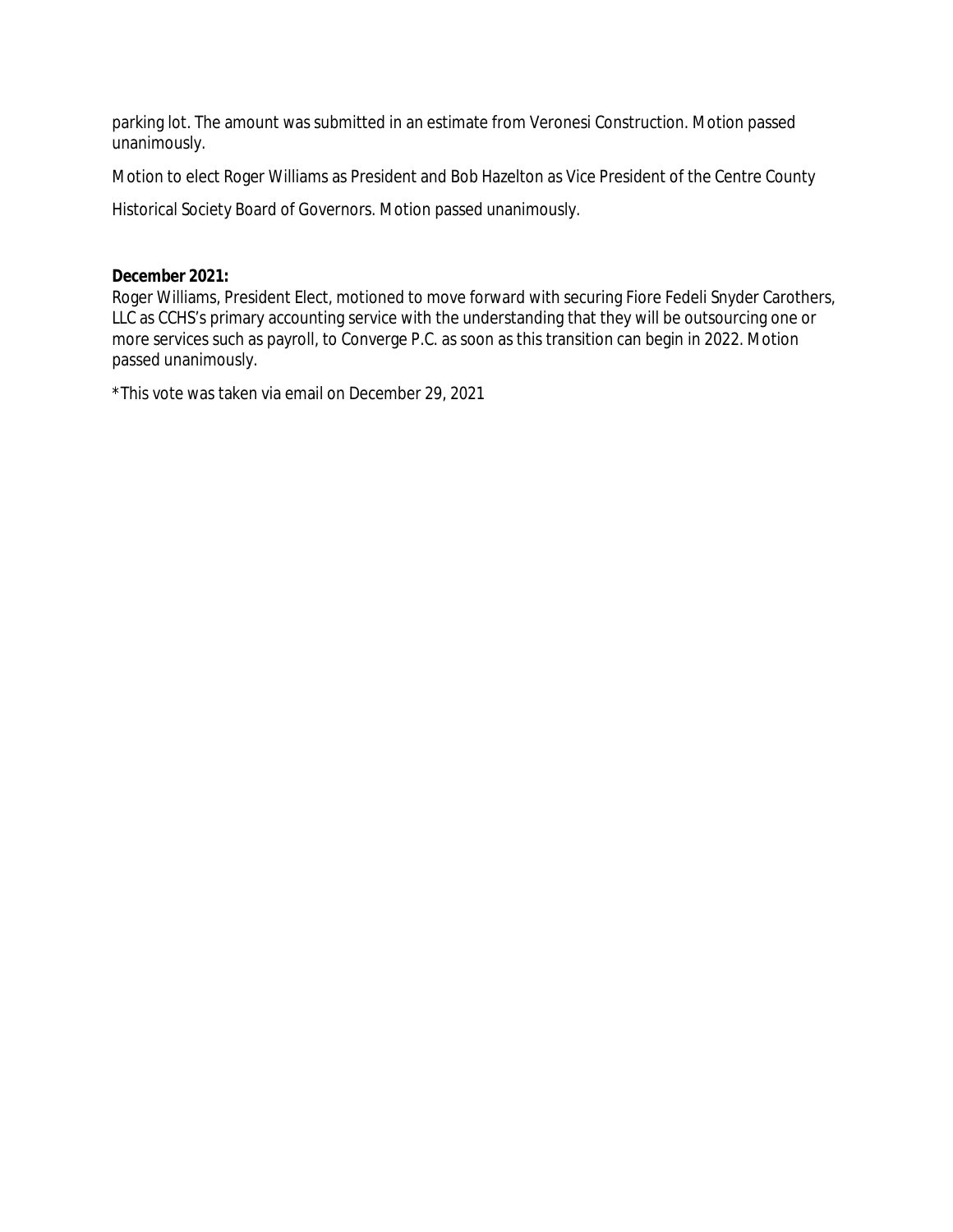parking lot. The amount was submitted in an estimate from Veronesi Construction. Motion passed unanimously.

Motion to elect Roger Williams as President and Bob Hazelton as Vice President of the Centre County Historical Society Board of Governors. Motion passed unanimously.

**December 2021:**
Roger Williams, President Elect, motioned to move forward with securing Fiore Fedeli Snyder Carothers, LLC as CCHS's primary accounting service with the understanding that they will be outsourcing one or more services such as payroll, to Converge P.C. as soon as this transition can begin in 2022. Motion passed unanimously.

*This vote was taken via email on December 29, 2021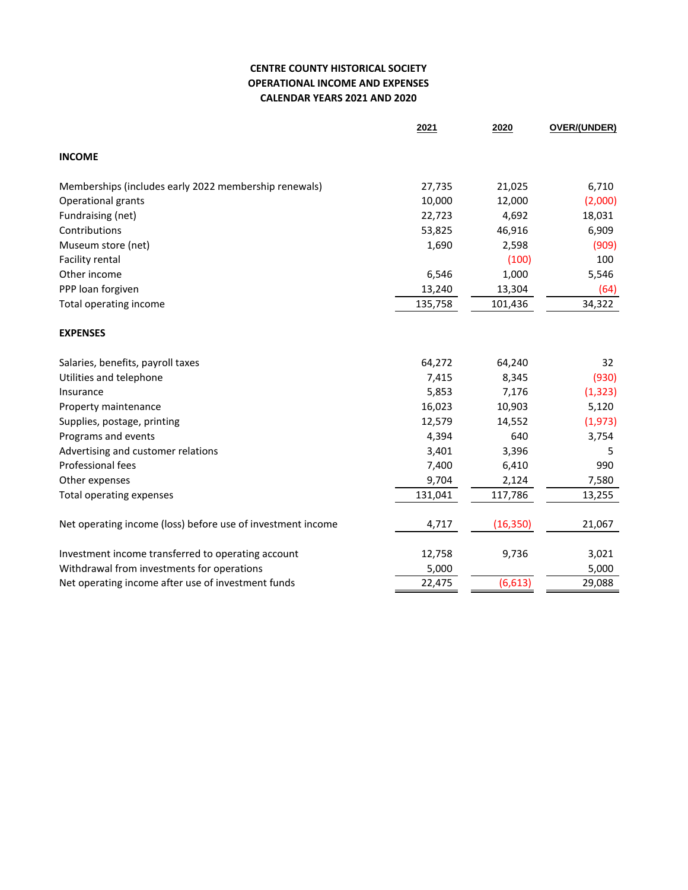**CENTRE COUNTY HISTORICAL SOCIETY**
**OPERATIONAL INCOME AND EXPENSES**
**CALENDAR YEARS 2021 AND 2020**

| | 2021 | 2020 | OVER/(UNDER) |
|---|---|---|---|
| **INCOME** | | | |
| Memberships (includes early 2022 membership renewals) | 27,735 | 21,025 | 6,710 |
| Operational grants | 10,000 | 12,000 | (2,000) |
| Fundraising (net) | 22,723 | 4,692 | 18,031 |
| Contributions | 53,825 | 46,916 | 6,909 |
| Museum store (net) | 1,690 | 2,598 | (909) |
| Facility rental | | (100) | 100 |
| Other income | 6,546 | 1,000 | 5,546 |
| PPP loan forgiven | 13,240 | 13,304 | (64) |
| Total operating income | 135,758 | 101,436 | 34,322 |
| **EXPENSES** | | | |
| Salaries, benefits, payroll taxes | 64,272 | 64,240 | 32 |
| Utilities and telephone | 7,415 | 8,345 | (930) |
| Insurance | 5,853 | 7,176 | (1,323) |
| Property maintenance | 16,023 | 10,903 | 5,120 |
| Supplies, postage, printing | 12,579 | 14,552 | (1,973) |
| Programs and events | 4,394 | 640 | 3,754 |
| Advertising and customer relations | 3,401 | 3,396 | 5 |
| Professional fees | 7,400 | 6,410 | 990 |
| Other expenses | 9,704 | 2,124 | 7,580 |
| Total operating expenses | 131,041 | 117,786 | 13,255 |
| Net operating income (loss) before use of investment income | 4,717 | (16,350) | 21,067 |
| Investment income transferred to operating account | 12,758 | 9,736 | 3,021 |
| Withdrawal from investments for operations | 5,000 | | 5,000 |
| Net operating income after use of investment funds | 22,475 | (6,613) | 29,088 |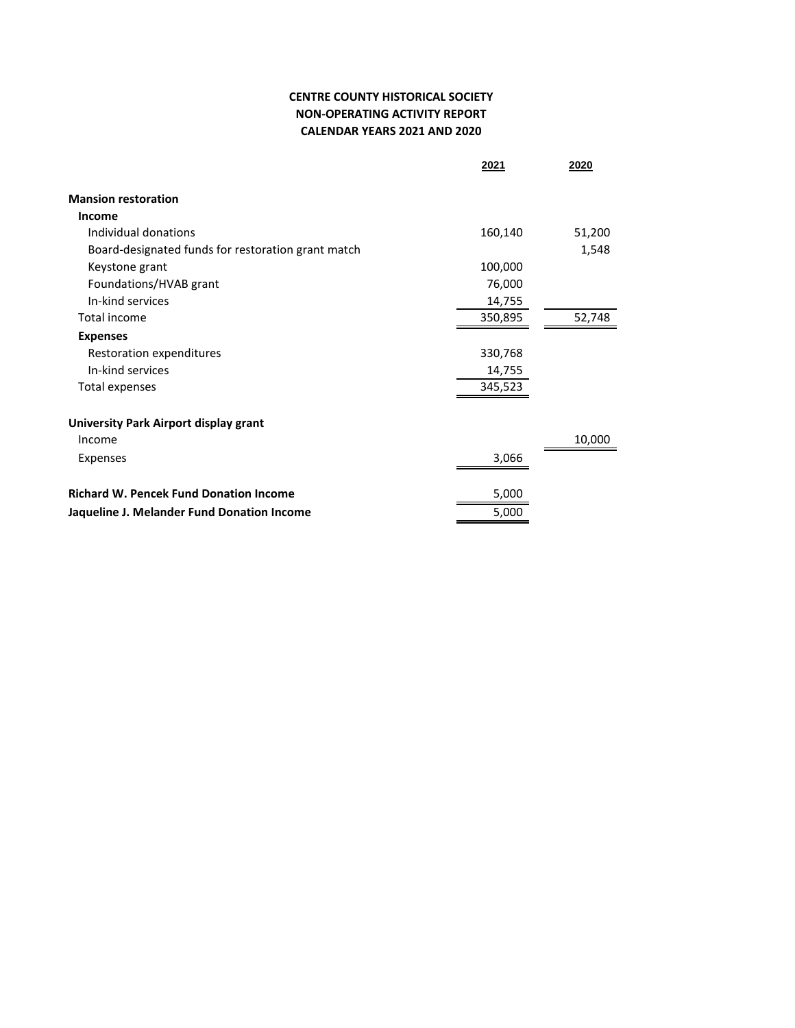**CENTRE COUNTY HISTORICAL SOCIETY**
**NON-OPERATING ACTIVITY REPORT**
**CALENDAR YEARS 2021 AND 2020**

| | 2021 | 2020 |
|---|---|---|
| **Mansion restoration** | | |
| **Income** | | |
| Individual donations | 160,140 | 51,200 |
| Board-designated funds for restoration grant match | | 1,548 |
| Keystone grant | 100,000 | |
| Foundations/HVAB grant | 76,000 | |
| In-kind services | 14,755 | |
| Total income | 350,895 | 52,748 |
| **Expenses** | | |
| Restoration expenditures | 330,768 | |
| In-kind services | 14,755 | |
| Total expenses | 345,523 | |
| **University Park Airport display grant** | | |
| Income | | 10,000 |
| Expenses | 3,066 | |
| **Richard W. Pencek Fund Donation Income** | 5,000 | |
| **Jaqueline J. Melander Fund Donation Income** | 5,000 | |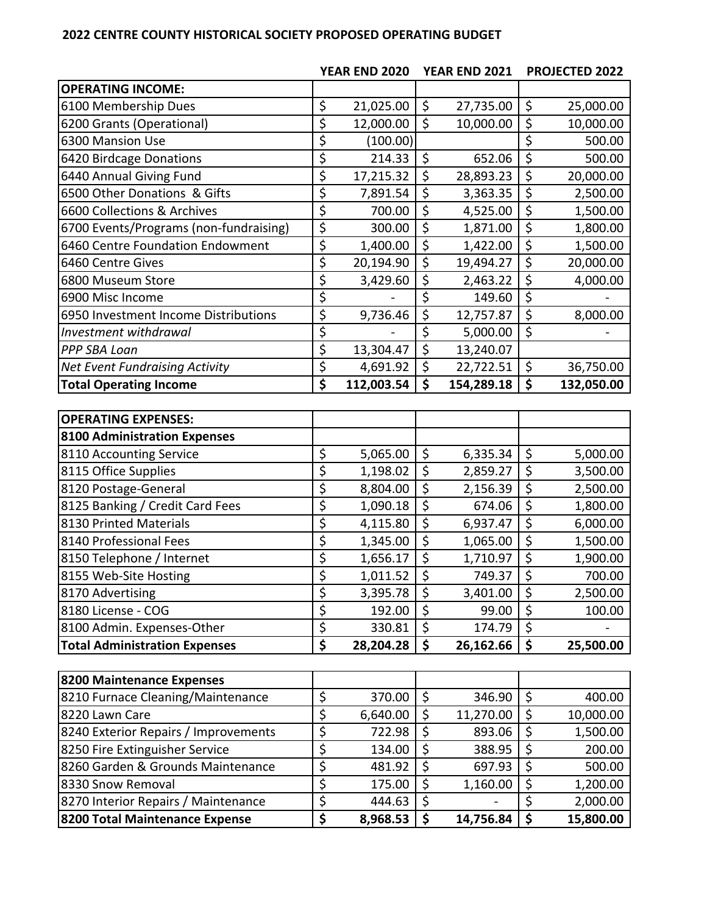**2022 CENTRE COUNTY HISTORICAL SOCIETY PROPOSED OPERATING BUDGET**

| | YEAR END 2020 | YEAR END 2021 | PROJECTED 2022 |
|---|---|---|---|
| **OPERATING INCOME:** | | | |
| 6100 Membership Dues | $ 21,025.00 | $ 27,735.00 | $ 25,000.00 |
| 6200 Grants (Operational) | $ 12,000.00 | $ 10,000.00 | $ 10,000.00 |
| 6300 Mansion Use | $ (100.00) | | $ 500.00 |
| 6420 Birdcage Donations | $ 214.33 | $ 652.06 | $ 500.00 |
| 6440 Annual Giving Fund | $ 17,215.32 | $ 28,893.23 | $ 20,000.00 |
| 6500 Other Donations & Gifts | $ 7,891.54 | $ 3,363.35 | $ 2,500.00 |
| 6600 Collections & Archives | $ 700.00 | $ 4,525.00 | $ 1,500.00 |
| 6700 Events/Programs (non-fundraising) | $ 300.00 | $ 1,871.00 | $ 1,800.00 |
| 6460 Centre Foundation Endowment | $ 1,400.00 | $ 1,422.00 | $ 1,500.00 |
| 6460 Centre Gives | $ 20,194.90 | $ 19,494.27 | $ 20,000.00 |
| 6800 Museum Store | $ 3,429.60 | $ 2,463.22 | $ 4,000.00 |
| 6900 Misc Income | $ - | $ 149.60 | $ - |
| 6950 Investment Income Distributions | $ 9,736.46 | $ 12,757.87 | $ 8,000.00 |
| *Investment withdrawal* | $ - | $ 5,000.00 | $ - |
| *PPP SBA Loan* | $ 13,304.47 | $ 13,240.07 | |
| *Net Event Fundraising Activity* | $ 4,691.92 | $ 22,722.51 | $ 36,750.00 |
| **Total Operating Income** | **$ 112,003.54** | **$ 154,289.18** | **$ 132,050.00** |

| | | | |
|---|---|---|---|
| **OPERATING EXPENSES:** | | | |
| **8100 Administration Expenses** | | | |
| 8110 Accounting Service | $ 5,065.00 | $ 6,335.34 | $ 5,000.00 |
| 8115 Office Supplies | $ 1,198.02 | $ 2,859.27 | $ 3,500.00 |
| 8120 Postage-General | $ 8,804.00 | $ 2,156.39 | $ 2,500.00 |
| 8125 Banking / Credit Card Fees | $ 1,090.18 | $ 674.06 | $ 1,800.00 |
| 8130 Printed Materials | $ 4,115.80 | $ 6,937.47 | $ 6,000.00 |
| 8140 Professional Fees | $ 1,345.00 | $ 1,065.00 | $ 1,500.00 |
| 8150 Telephone / Internet | $ 1,656.17 | $ 1,710.97 | $ 1,900.00 |
| 8155 Web-Site Hosting | $ 1,011.52 | $ 749.37 | $ 700.00 |
| 8170 Advertising | $ 3,395.78 | $ 3,401.00 | $ 2,500.00 |
| 8180 License - COG | $ 192.00 | $ 99.00 | $ 100.00 |
| 8100 Admin. Expenses-Other | $ 330.81 | $ 174.79 | $ - |
| **Total Administration Expenses** | **$ 28,204.28** | **$ 26,162.66** | **$ 25,500.00** |

| | | | |
|---|---|---|---|
| **8200 Maintenance Expenses** | | | |
| 8210 Furnace Cleaning/Maintenance | $ 370.00 | $ 346.90 | $ 400.00 |
| 8220 Lawn Care | $ 6,640.00 | $ 11,270.00 | $ 10,000.00 |
| 8240 Exterior Repairs / Improvements | $ 722.98 | $ 893.06 | $ 1,500.00 |
| 8250 Fire Extinguisher Service | $ 134.00 | $ 388.95 | $ 200.00 |
| 8260 Garden & Grounds Maintenance | $ 481.92 | $ 697.93 | $ 500.00 |
| 8330 Snow Removal | $ 175.00 | $ 1,160.00 | $ 1,200.00 |
| 8270 Interior Repairs / Maintenance | $ 444.63 | $ - | $ 2,000.00 |
| **8200 Total Maintenance Expense** | **$ 8,968.53** | **$ 14,756.84** | **$ 15,800.00** |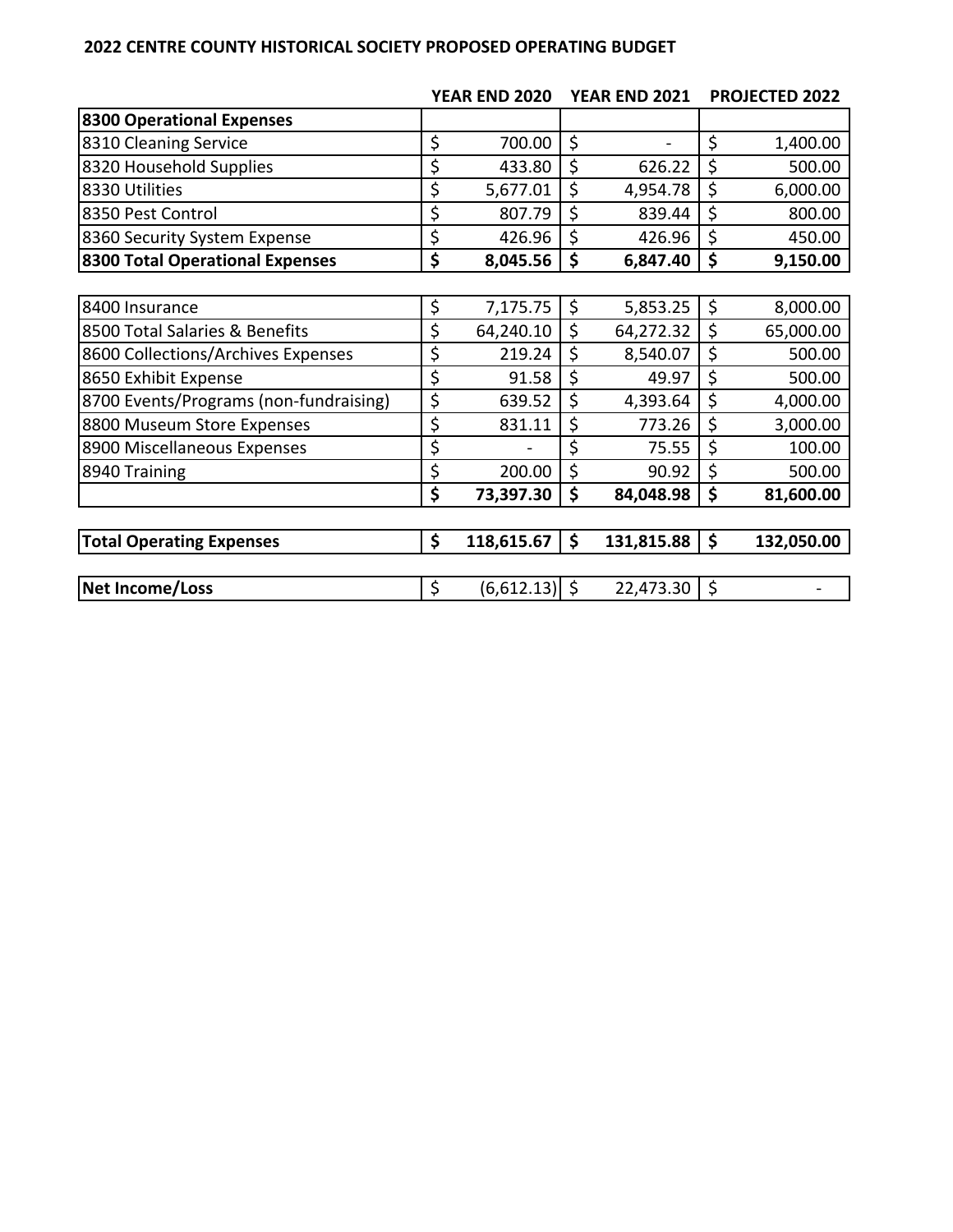## 2022 CENTRE COUNTY HISTORICAL SOCIETY PROPOSED OPERATING BUDGET

| | YEAR END 2020 | YEAR END 2021 | PROJECTED 2022 |
|---|---|---|---|
| **8300 Operational Expenses** | | | |
| 8310 Cleaning Service | $ 700.00 | $ - | $ 1,400.00 |
| 8320 Household Supplies | $ 433.80 | $ 626.22 | $ 500.00 |
| 8330 Utilities | $ 5,677.01 | $ 4,954.78 | $ 6,000.00 |
| 8350 Pest Control | $ 807.79 | $ 839.44 | $ 800.00 |
| 8360 Security System Expense | $ 426.96 | $ 426.96 | $ 450.00 |
| **8300 Total Operational Expenses** | **$ 8,045.56** | **$ 6,847.40** | **$ 9,150.00** |
| | | | |
| 8400 Insurance | $ 7,175.75 | $ 5,853.25 | $ 8,000.00 |
| 8500 Total Salaries & Benefits | $ 64,240.10 | $ 64,272.32 | $ 65,000.00 |
| 8600 Collections/Archives Expenses | $ 219.24 | $ 8,540.07 | $ 500.00 |
| 8650 Exhibit Expense | $ 91.58 | $ 49.97 | $ 500.00 |
| 8700 Events/Programs (non-fundraising) | $ 639.52 | $ 4,393.64 | $ 4,000.00 |
| 8800 Museum Store Expenses | $ 831.11 | $ 773.26 | $ 3,000.00 |
| 8900 Miscellaneous Expenses | $ - | $ 75.55 | $ 100.00 |
| 8940 Training | $ 200.00 | $ 90.92 | $ 500.00 |
| | **$ 73,397.30** | **$ 84,048.98** | **$ 81,600.00** |
| | | | |
| **Total Operating Expenses** | **$ 118,615.67** | **$ 131,815.88** | **$ 132,050.00** |
| | | | |
| **Net Income/Loss** | $ (6,612.13) | $ 22,473.30 | $ - |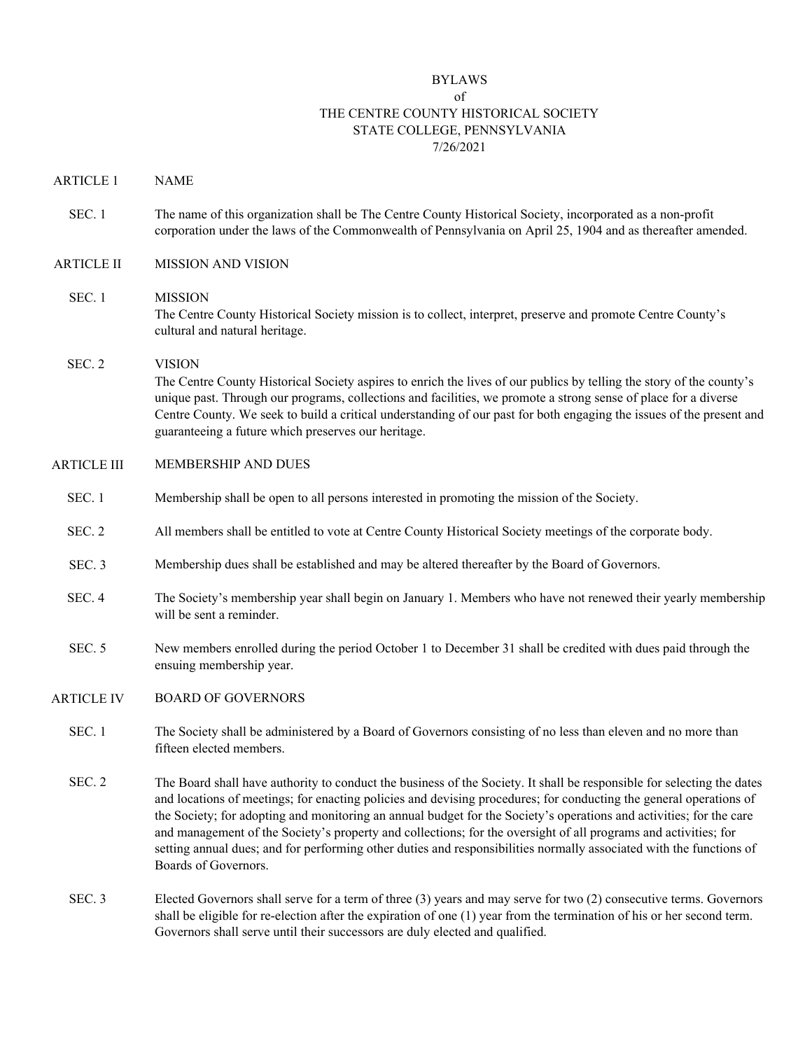BYLAWS
of
THE CENTRE COUNTY HISTORICAL SOCIETY
STATE COLLEGE, PENNSYLVANIA
7/26/2021

## ARTICLE 1 NAME

SEC. 1 The name of this organization shall be The Centre County Historical Society, incorporated as a non-profit corporation under the laws of the Commonwealth of Pennsylvania on April 25, 1904 and as thereafter amended.

## ARTICLE II MISSION AND VISION

SEC. 1 MISSION
The Centre County Historical Society mission is to collect, interpret, preserve and promote Centre County's cultural and natural heritage.

SEC. 2 VISION
The Centre County Historical Society aspires to enrich the lives of our publics by telling the story of the county's unique past. Through our programs, collections and facilities, we promote a strong sense of place for a diverse Centre County. We seek to build a critical understanding of our past for both engaging the issues of the present and guaranteeing a future which preserves our heritage.

## ARTICLE III MEMBERSHIP AND DUES

SEC. 1 Membership shall be open to all persons interested in promoting the mission of the Society.

SEC. 2 All members shall be entitled to vote at Centre County Historical Society meetings of the corporate body.

SEC. 3 Membership dues shall be established and may be altered thereafter by the Board of Governors.

SEC. 4 The Society's membership year shall begin on January 1. Members who have not renewed their yearly membership will be sent a reminder.

SEC. 5 New members enrolled during the period October 1 to December 31 shall be credited with dues paid through the ensuing membership year.

## ARTICLE IV BOARD OF GOVERNORS

SEC. 1 The Society shall be administered by a Board of Governors consisting of no less than eleven and no more than fifteen elected members.

SEC. 2 The Board shall have authority to conduct the business of the Society. It shall be responsible for selecting the dates and locations of meetings; for enacting policies and devising procedures; for conducting the general operations of the Society; for adopting and monitoring an annual budget for the Society's operations and activities; for the care and management of the Society's property and collections; for the oversight of all programs and activities; for setting annual dues; and for performing other duties and responsibilities normally associated with the functions of Boards of Governors.

SEC. 3 Elected Governors shall serve for a term of three (3) years and may serve for two (2) consecutive terms. Governors shall be eligible for re-election after the expiration of one (1) year from the termination of his or her second term. Governors shall serve until their successors are duly elected and qualified.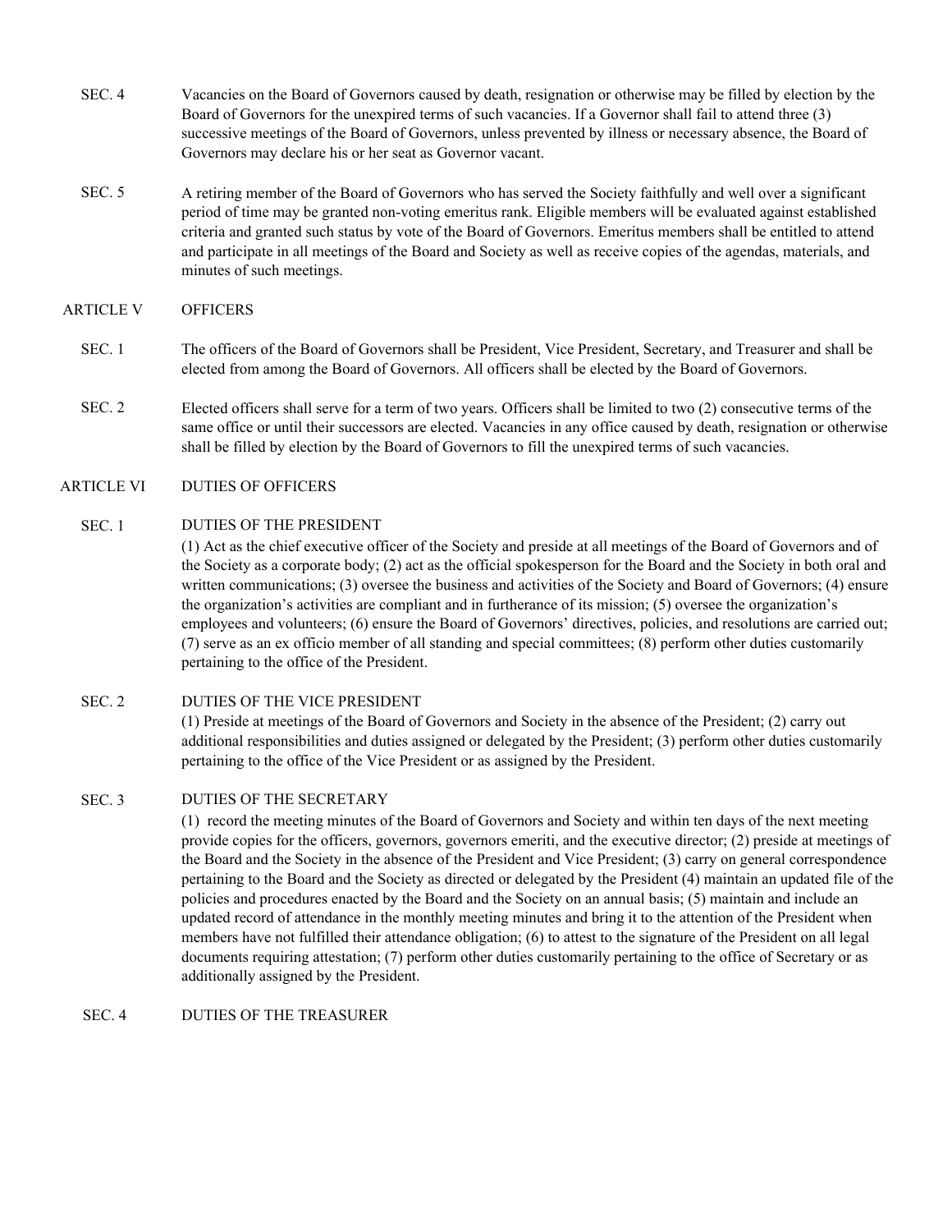SEC. 4 Vacancies on the Board of Governors caused by death, resignation or otherwise may be filled by election by the Board of Governors for the unexpired terms of such vacancies. If a Governor shall fail to attend three (3) successive meetings of the Board of Governors, unless prevented by illness or necessary absence, the Board of Governors may declare his or her seat as Governor vacant.

SEC. 5 A retiring member of the Board of Governors who has served the Society faithfully and well over a significant period of time may be granted non-voting emeritus rank. Eligible members will be evaluated against established criteria and granted such status by vote of the Board of Governors. Emeritus members shall be entitled to attend and participate in all meetings of the Board and Society as well as receive copies of the agendas, materials, and minutes of such meetings.

## ARTICLE V OFFICERS

SEC. 1 The officers of the Board of Governors shall be President, Vice President, Secretary, and Treasurer and shall be elected from among the Board of Governors. All officers shall be elected by the Board of Governors.

SEC. 2 Elected officers shall serve for a term of two years. Officers shall be limited to two (2) consecutive terms of the same office or until their successors are elected. Vacancies in any office caused by death, resignation or otherwise shall be filled by election by the Board of Governors to fill the unexpired terms of such vacancies.

## ARTICLE VI DUTIES OF OFFICERS

### SEC. 1 DUTIES OF THE PRESIDENT

(1) Act as the chief executive officer of the Society and preside at all meetings of the Board of Governors and of the Society as a corporate body; (2) act as the official spokesperson for the Board and the Society in both oral and written communications; (3) oversee the business and activities of the Society and Board of Governors; (4) ensure the organization's activities are compliant and in furtherance of its mission; (5) oversee the organization's employees and volunteers; (6) ensure the Board of Governors' directives, policies, and resolutions are carried out; (7) serve as an ex officio member of all standing and special committees; (8) perform other duties customarily pertaining to the office of the President.

### SEC. 2 DUTIES OF THE VICE PRESIDENT

(1) Preside at meetings of the Board of Governors and Society in the absence of the President; (2) carry out additional responsibilities and duties assigned or delegated by the President; (3) perform other duties customarily pertaining to the office of the Vice President or as assigned by the President.

### SEC. 3 DUTIES OF THE SECRETARY

(1) record the meeting minutes of the Board of Governors and Society and within ten days of the next meeting provide copies for the officers, governors, governors emeriti, and the executive director; (2) preside at meetings of the Board and the Society in the absence of the President and Vice President; (3) carry on general correspondence pertaining to the Board and the Society as directed or delegated by the President (4) maintain an updated file of the policies and procedures enacted by the Board and the Society on an annual basis; (5) maintain and include an updated record of attendance in the monthly meeting minutes and bring it to the attention of the President when members have not fulfilled their attendance obligation; (6) to attest to the signature of the President on all legal documents requiring attestation; (7) perform other duties customarily pertaining to the office of Secretary or as additionally assigned by the President.

### SEC. 4 DUTIES OF THE TREASURER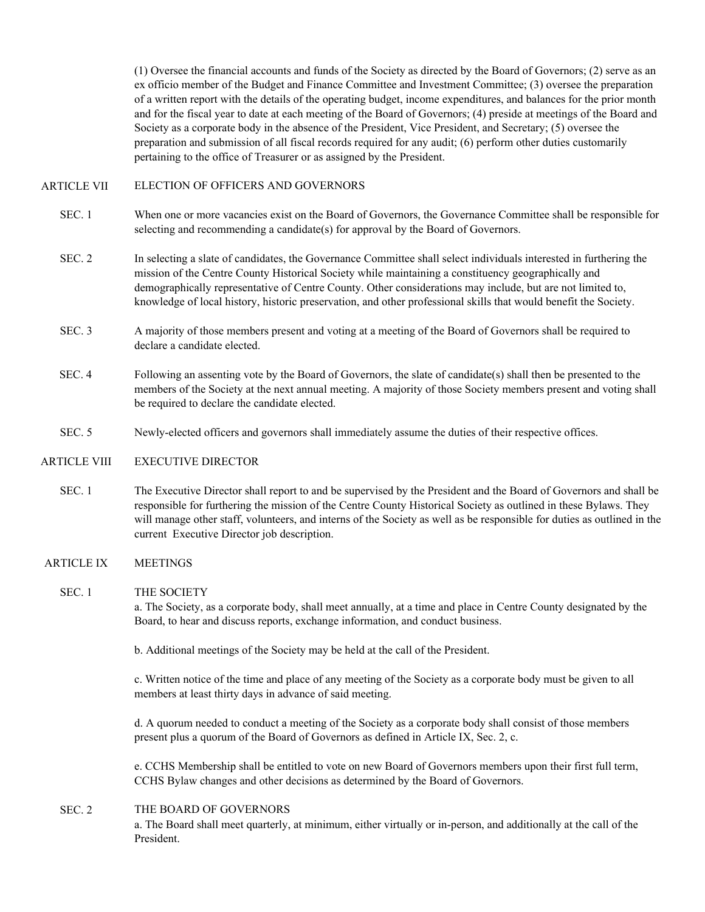(1) Oversee the financial accounts and funds of the Society as directed by the Board of Governors; (2) serve as an ex officio member of the Budget and Finance Committee and Investment Committee; (3) oversee the preparation of a written report with the details of the operating budget, income expenditures, and balances for the prior month and for the fiscal year to date at each meeting of the Board of Governors; (4) preside at meetings of the Board and Society as a corporate body in the absence of the President, Vice President, and Secretary; (5) oversee the preparation and submission of all fiscal records required for any audit; (6) perform other duties customarily pertaining to the office of Treasurer or as assigned by the President.

## ARTICLE VII ELECTION OF OFFICERS AND GOVERNORS

SEC. 1 When one or more vacancies exist on the Board of Governors, the Governance Committee shall be responsible for selecting and recommending a candidate(s) for approval by the Board of Governors.

SEC. 2 In selecting a slate of candidates, the Governance Committee shall select individuals interested in furthering the mission of the Centre County Historical Society while maintaining a constituency geographically and demographically representative of Centre County. Other considerations may include, but are not limited to, knowledge of local history, historic preservation, and other professional skills that would benefit the Society.

SEC. 3 A majority of those members present and voting at a meeting of the Board of Governors shall be required to declare a candidate elected.

SEC. 4 Following an assenting vote by the Board of Governors, the slate of candidate(s) shall then be presented to the members of the Society at the next annual meeting. A majority of those Society members present and voting shall be required to declare the candidate elected.

SEC. 5 Newly-elected officers and governors shall immediately assume the duties of their respective offices.

## ARTICLE VIII EXECUTIVE DIRECTOR

SEC. 1 The Executive Director shall report to and be supervised by the President and the Board of Governors and shall be responsible for furthering the mission of the Centre County Historical Society as outlined in these Bylaws. They will manage other staff, volunteers, and interns of the Society as well as be responsible for duties as outlined in the current Executive Director job description.

## ARTICLE IX MEETINGS

SEC. 1 THE SOCIETY

a. The Society, as a corporate body, shall meet annually, at a time and place in Centre County designated by the Board, to hear and discuss reports, exchange information, and conduct business.

b. Additional meetings of the Society may be held at the call of the President.

c. Written notice of the time and place of any meeting of the Society as a corporate body must be given to all members at least thirty days in advance of said meeting.

d. A quorum needed to conduct a meeting of the Society as a corporate body shall consist of those members present plus a quorum of the Board of Governors as defined in Article IX, Sec. 2, c.

e. CCHS Membership shall be entitled to vote on new Board of Governors members upon their first full term, CCHS Bylaw changes and other decisions as determined by the Board of Governors.

SEC. 2 THE BOARD OF GOVERNORS

a. The Board shall meet quarterly, at minimum, either virtually or in-person, and additionally at the call of the President.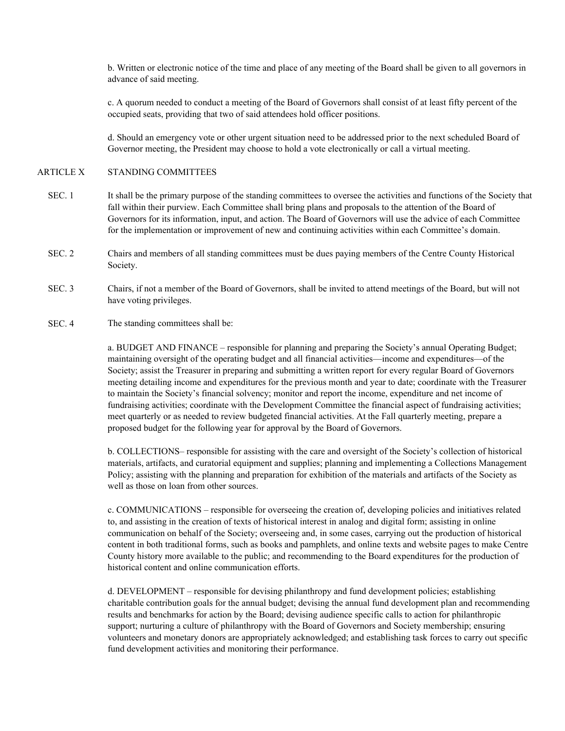b. Written or electronic notice of the time and place of any meeting of the Board shall be given to all governors in advance of said meeting.

c. A quorum needed to conduct a meeting of the Board of Governors shall consist of at least fifty percent of the occupied seats, providing that two of said attendees hold officer positions.

d. Should an emergency vote or other urgent situation need to be addressed prior to the next scheduled Board of Governor meeting, the President may choose to hold a vote electronically or call a virtual meeting.

## ARTICLE X STANDING COMMITTEES

SEC. 1 It shall be the primary purpose of the standing committees to oversee the activities and functions of the Society that fall within their purview. Each Committee shall bring plans and proposals to the attention of the Board of Governors for its information, input, and action. The Board of Governors will use the advice of each Committee for the implementation or improvement of new and continuing activities within each Committee's domain.

SEC. 2 Chairs and members of all standing committees must be dues paying members of the Centre County Historical Society.

SEC. 3 Chairs, if not a member of the Board of Governors, shall be invited to attend meetings of the Board, but will not have voting privileges.

SEC. 4 The standing committees shall be:

a. BUDGET AND FINANCE – responsible for planning and preparing the Society's annual Operating Budget; maintaining oversight of the operating budget and all financial activities—income and expenditures—of the Society; assist the Treasurer in preparing and submitting a written report for every regular Board of Governors meeting detailing income and expenditures for the previous month and year to date; coordinate with the Treasurer to maintain the Society's financial solvency; monitor and report the income, expenditure and net income of fundraising activities; coordinate with the Development Committee the financial aspect of fundraising activities; meet quarterly or as needed to review budgeted financial activities. At the Fall quarterly meeting, prepare a proposed budget for the following year for approval by the Board of Governors.

b. COLLECTIONS– responsible for assisting with the care and oversight of the Society's collection of historical materials, artifacts, and curatorial equipment and supplies; planning and implementing a Collections Management Policy; assisting with the planning and preparation for exhibition of the materials and artifacts of the Society as well as those on loan from other sources.

c. COMMUNICATIONS – responsible for overseeing the creation of, developing policies and initiatives related to, and assisting in the creation of texts of historical interest in analog and digital form; assisting in online communication on behalf of the Society; overseeing and, in some cases, carrying out the production of historical content in both traditional forms, such as books and pamphlets, and online texts and website pages to make Centre County history more available to the public; and recommending to the Board expenditures for the production of historical content and online communication efforts.

d. DEVELOPMENT – responsible for devising philanthropy and fund development policies; establishing charitable contribution goals for the annual budget; devising the annual fund development plan and recommending results and benchmarks for action by the Board; devising audience specific calls to action for philanthropic support; nurturing a culture of philanthropy with the Board of Governors and Society membership; ensuring volunteers and monetary donors are appropriately acknowledged; and establishing task forces to carry out specific fund development activities and monitoring their performance.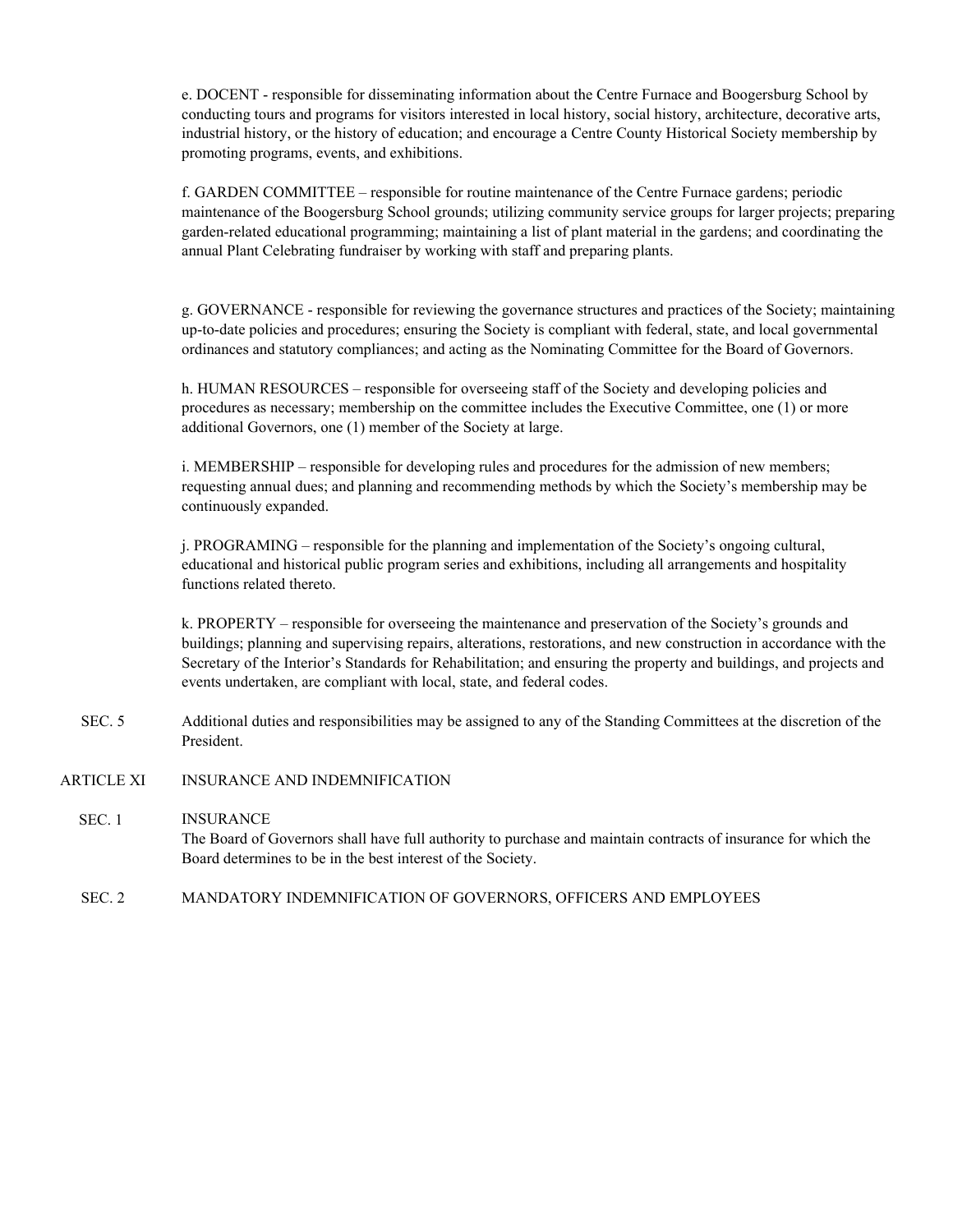e. DOCENT - responsible for disseminating information about the Centre Furnace and Boogersburg School by conducting tours and programs for visitors interested in local history, social history, architecture, decorative arts, industrial history, or the history of education; and encourage a Centre County Historical Society membership by promoting programs, events, and exhibitions.

f. GARDEN COMMITTEE – responsible for routine maintenance of the Centre Furnace gardens; periodic maintenance of the Boogersburg School grounds; utilizing community service groups for larger projects; preparing garden-related educational programming; maintaining a list of plant material in the gardens; and coordinating the annual Plant Celebrating fundraiser by working with staff and preparing plants.

g. GOVERNANCE - responsible for reviewing the governance structures and practices of the Society; maintaining up-to-date policies and procedures; ensuring the Society is compliant with federal, state, and local governmental ordinances and statutory compliances; and acting as the Nominating Committee for the Board of Governors.

h. HUMAN RESOURCES – responsible for overseeing staff of the Society and developing policies and procedures as necessary; membership on the committee includes the Executive Committee, one (1) or more additional Governors, one (1) member of the Society at large.

i. MEMBERSHIP – responsible for developing rules and procedures for the admission of new members; requesting annual dues; and planning and recommending methods by which the Society's membership may be continuously expanded.

j. PROGRAMING – responsible for the planning and implementation of the Society's ongoing cultural, educational and historical public program series and exhibitions, including all arrangements and hospitality functions related thereto.

k. PROPERTY – responsible for overseeing the maintenance and preservation of the Society's grounds and buildings; planning and supervising repairs, alterations, restorations, and new construction in accordance with the Secretary of the Interior's Standards for Rehabilitation; and ensuring the property and buildings, and projects and events undertaken, are compliant with local, state, and federal codes.

SEC. 5 Additional duties and responsibilities may be assigned to any of the Standing Committees at the discretion of the President.

## ARTICLE XI INSURANCE AND INDEMNIFICATION

SEC. 1 INSURANCE

The Board of Governors shall have full authority to purchase and maintain contracts of insurance for which the Board determines to be in the best interest of the Society.

SEC. 2 MANDATORY INDEMNIFICATION OF GOVERNORS, OFFICERS AND EMPLOYEES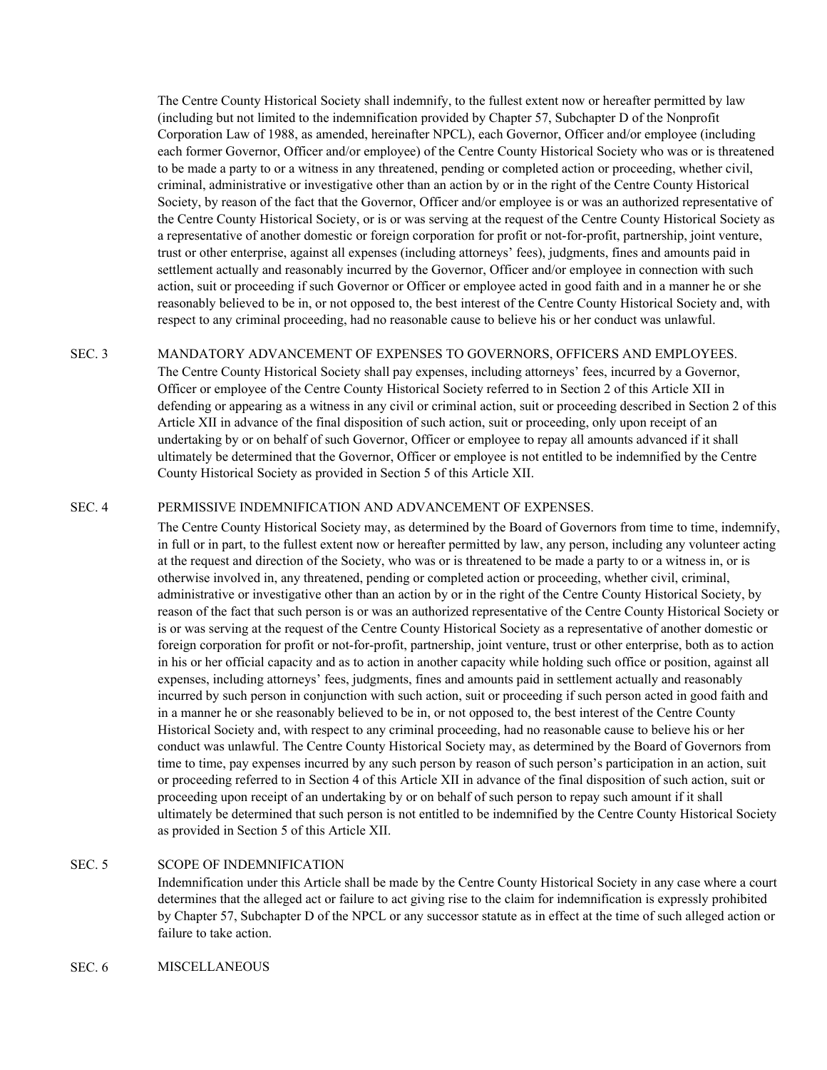The Centre County Historical Society shall indemnify, to the fullest extent now or hereafter permitted by law (including but not limited to the indemnification provided by Chapter 57, Subchapter D of the Nonprofit Corporation Law of 1988, as amended, hereinafter NPCL), each Governor, Officer and/or employee (including each former Governor, Officer and/or employee) of the Centre County Historical Society who was or is threatened to be made a party to or a witness in any threatened, pending or completed action or proceeding, whether civil, criminal, administrative or investigative other than an action by or in the right of the Centre County Historical Society, by reason of the fact that the Governor, Officer and/or employee is or was an authorized representative of the Centre County Historical Society, or is or was serving at the request of the Centre County Historical Society as a representative of another domestic or foreign corporation for profit or not-for-profit, partnership, joint venture, trust or other enterprise, against all expenses (including attorneys' fees), judgments, fines and amounts paid in settlement actually and reasonably incurred by the Governor, Officer and/or employee in connection with such action, suit or proceeding if such Governor or Officer or employee acted in good faith and in a manner he or she reasonably believed to be in, or not opposed to, the best interest of the Centre County Historical Society and, with respect to any criminal proceeding, had no reasonable cause to believe his or her conduct was unlawful.

**SEC. 3 MANDATORY ADVANCEMENT OF EXPENSES TO GOVERNORS, OFFICERS AND EMPLOYEES.**

The Centre County Historical Society shall pay expenses, including attorneys' fees, incurred by a Governor, Officer or employee of the Centre County Historical Society referred to in Section 2 of this Article XII in defending or appearing as a witness in any civil or criminal action, suit or proceeding described in Section 2 of this Article XII in advance of the final disposition of such action, suit or proceeding, only upon receipt of an undertaking by or on behalf of such Governor, Officer or employee to repay all amounts advanced if it shall ultimately be determined that the Governor, Officer or employee is not entitled to be indemnified by the Centre County Historical Society as provided in Section 5 of this Article XII.

**SEC. 4 PERMISSIVE INDEMNIFICATION AND ADVANCEMENT OF EXPENSES.**

The Centre County Historical Society may, as determined by the Board of Governors from time to time, indemnify, in full or in part, to the fullest extent now or hereafter permitted by law, any person, including any volunteer acting at the request and direction of the Society, who was or is threatened to be made a party to or a witness in, or is otherwise involved in, any threatened, pending or completed action or proceeding, whether civil, criminal, administrative or investigative other than an action by or in the right of the Centre County Historical Society, by reason of the fact that such person is or was an authorized representative of the Centre County Historical Society or is or was serving at the request of the Centre County Historical Society as a representative of another domestic or foreign corporation for profit or not-for-profit, partnership, joint venture, trust or other enterprise, both as to action in his or her official capacity and as to action in another capacity while holding such office or position, against all expenses, including attorneys' fees, judgments, fines and amounts paid in settlement actually and reasonably incurred by such person in conjunction with such action, suit or proceeding if such person acted in good faith and in a manner he or she reasonably believed to be in, or not opposed to, the best interest of the Centre County Historical Society and, with respect to any criminal proceeding, had no reasonable cause to believe his or her conduct was unlawful. The Centre County Historical Society may, as determined by the Board of Governors from time to time, pay expenses incurred by any such person by reason of such person's participation in an action, suit or proceeding referred to in Section 4 of this Article XII in advance of the final disposition of such action, suit or proceeding upon receipt of an undertaking by or on behalf of such person to repay such amount if it shall ultimately be determined that such person is not entitled to be indemnified by the Centre County Historical Society as provided in Section 5 of this Article XII.

**SEC. 5 SCOPE OF INDEMNIFICATION**

Indemnification under this Article shall be made by the Centre County Historical Society in any case where a court determines that the alleged act or failure to act giving rise to the claim for indemnification is expressly prohibited by Chapter 57, Subchapter D of the NPCL or any successor statute as in effect at the time of such alleged action or failure to take action.

**SEC. 6 MISCELLANEOUS**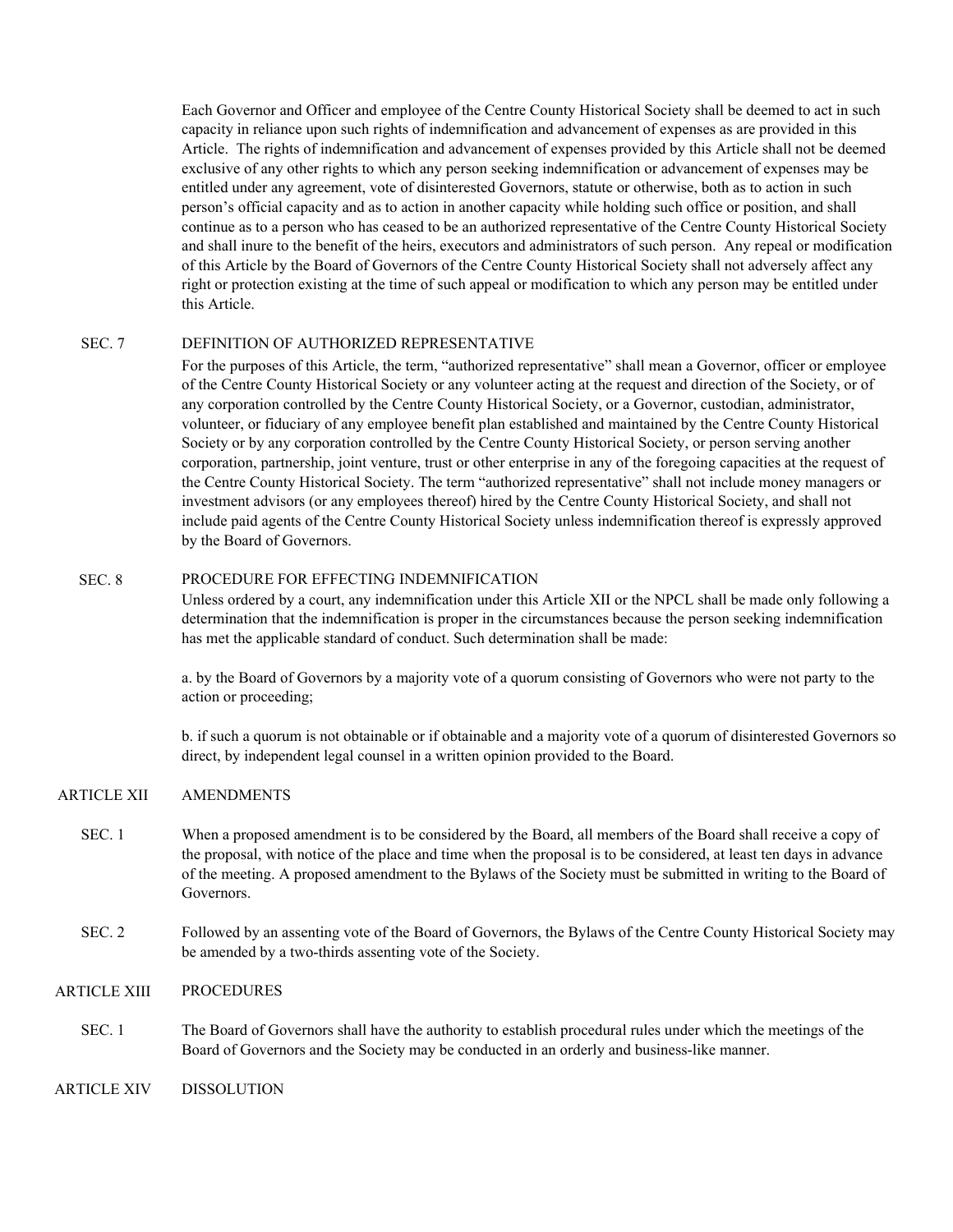Each Governor and Officer and employee of the Centre County Historical Society shall be deemed to act in such capacity in reliance upon such rights of indemnification and advancement of expenses as are provided in this Article. The rights of indemnification and advancement of expenses provided by this Article shall not be deemed exclusive of any other rights to which any person seeking indemnification or advancement of expenses may be entitled under any agreement, vote of disinterested Governors, statute or otherwise, both as to action in such person's official capacity and as to action in another capacity while holding such office or position, and shall continue as to a person who has ceased to be an authorized representative of the Centre County Historical Society and shall inure to the benefit of the heirs, executors and administrators of such person. Any repeal or modification of this Article by the Board of Governors of the Centre County Historical Society shall not adversely affect any right or protection existing at the time of such appeal or modification to which any person may be entitled under this Article.

SEC. 7 DEFINITION OF AUTHORIZED REPRESENTATIVE

For the purposes of this Article, the term, "authorized representative" shall mean a Governor, officer or employee of the Centre County Historical Society or any volunteer acting at the request and direction of the Society, or of any corporation controlled by the Centre County Historical Society, or a Governor, custodian, administrator, volunteer, or fiduciary of any employee benefit plan established and maintained by the Centre County Historical Society or by any corporation controlled by the Centre County Historical Society, or person serving another corporation, partnership, joint venture, trust or other enterprise in any of the foregoing capacities at the request of the Centre County Historical Society. The term "authorized representative" shall not include money managers or investment advisors (or any employees thereof) hired by the Centre County Historical Society, and shall not include paid agents of the Centre County Historical Society unless indemnification thereof is expressly approved by the Board of Governors.

SEC. 8 PROCEDURE FOR EFFECTING INDEMNIFICATION

Unless ordered by a court, any indemnification under this Article XII or the NPCL shall be made only following a determination that the indemnification is proper in the circumstances because the person seeking indemnification has met the applicable standard of conduct. Such determination shall be made:

a. by the Board of Governors by a majority vote of a quorum consisting of Governors who were not party to the action or proceeding;

b. if such a quorum is not obtainable or if obtainable and a majority vote of a quorum of disinterested Governors so direct, by independent legal counsel in a written opinion provided to the Board.

## ARTICLE XII AMENDMENTS

SEC. 1 When a proposed amendment is to be considered by the Board, all members of the Board shall receive a copy of the proposal, with notice of the place and time when the proposal is to be considered, at least ten days in advance of the meeting. A proposed amendment to the Bylaws of the Society must be submitted in writing to the Board of Governors.

SEC. 2 Followed by an assenting vote of the Board of Governors, the Bylaws of the Centre County Historical Society may be amended by a two-thirds assenting vote of the Society.

## ARTICLE XIII PROCEDURES

SEC. 1 The Board of Governors shall have the authority to establish procedural rules under which the meetings of the Board of Governors and the Society may be conducted in an orderly and business-like manner.

## ARTICLE XIV DISSOLUTION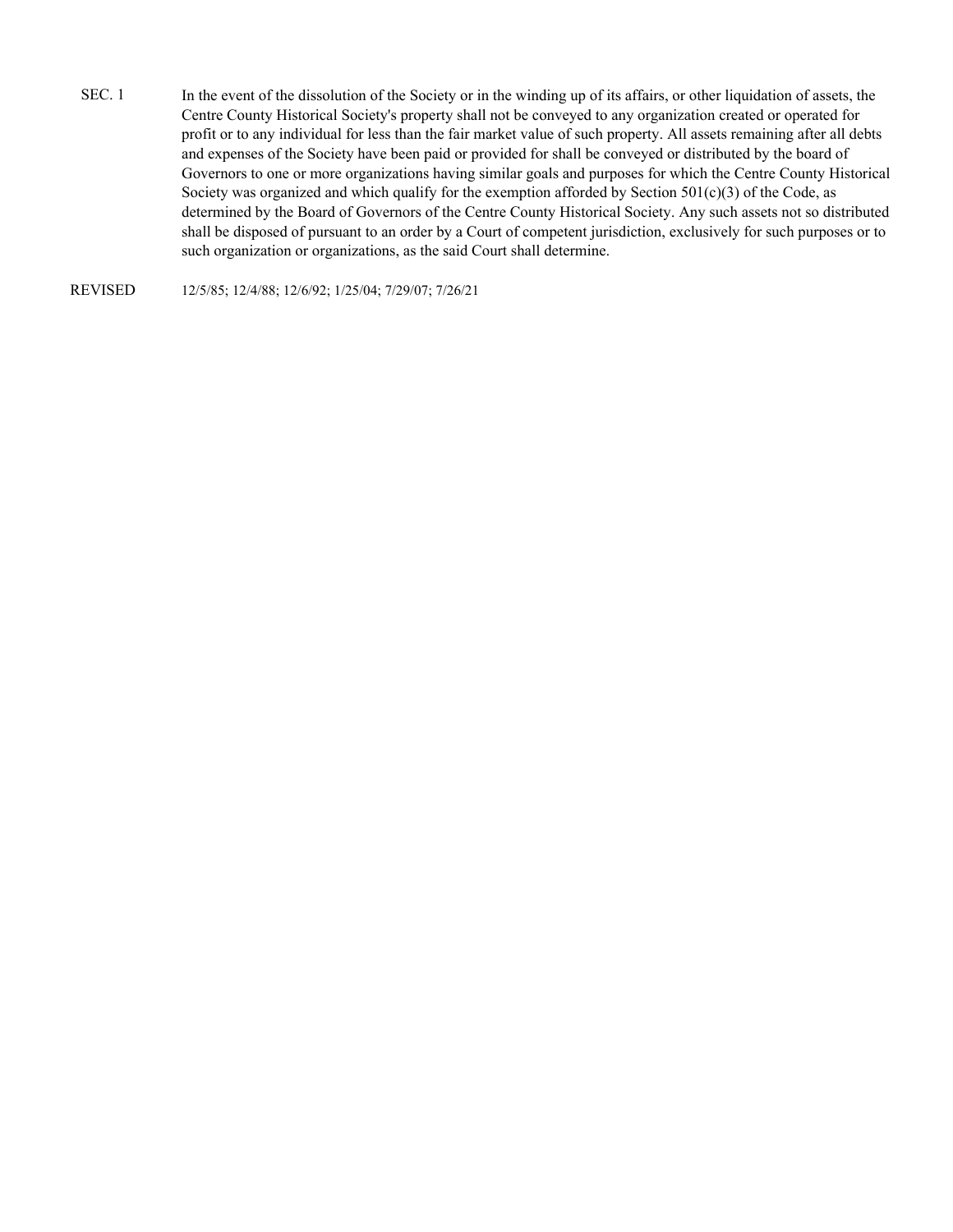SEC. 1 In the event of the dissolution of the Society or in the winding up of its affairs, or other liquidation of assets, the Centre County Historical Society's property shall not be conveyed to any organization created or operated for profit or to any individual for less than the fair market value of such property. All assets remaining after all debts and expenses of the Society have been paid or provided for shall be conveyed or distributed by the board of Governors to one or more organizations having similar goals and purposes for which the Centre County Historical Society was organized and which qualify for the exemption afforded by Section 501(c)(3) of the Code, as determined by the Board of Governors of the Centre County Historical Society. Any such assets not so distributed shall be disposed of pursuant to an order by a Court of competent jurisdiction, exclusively for such purposes or to such organization or organizations, as the said Court shall determine.

REVISED 12/5/85; 12/4/88; 12/6/92; 1/25/04; 7/29/07; 7/26/21